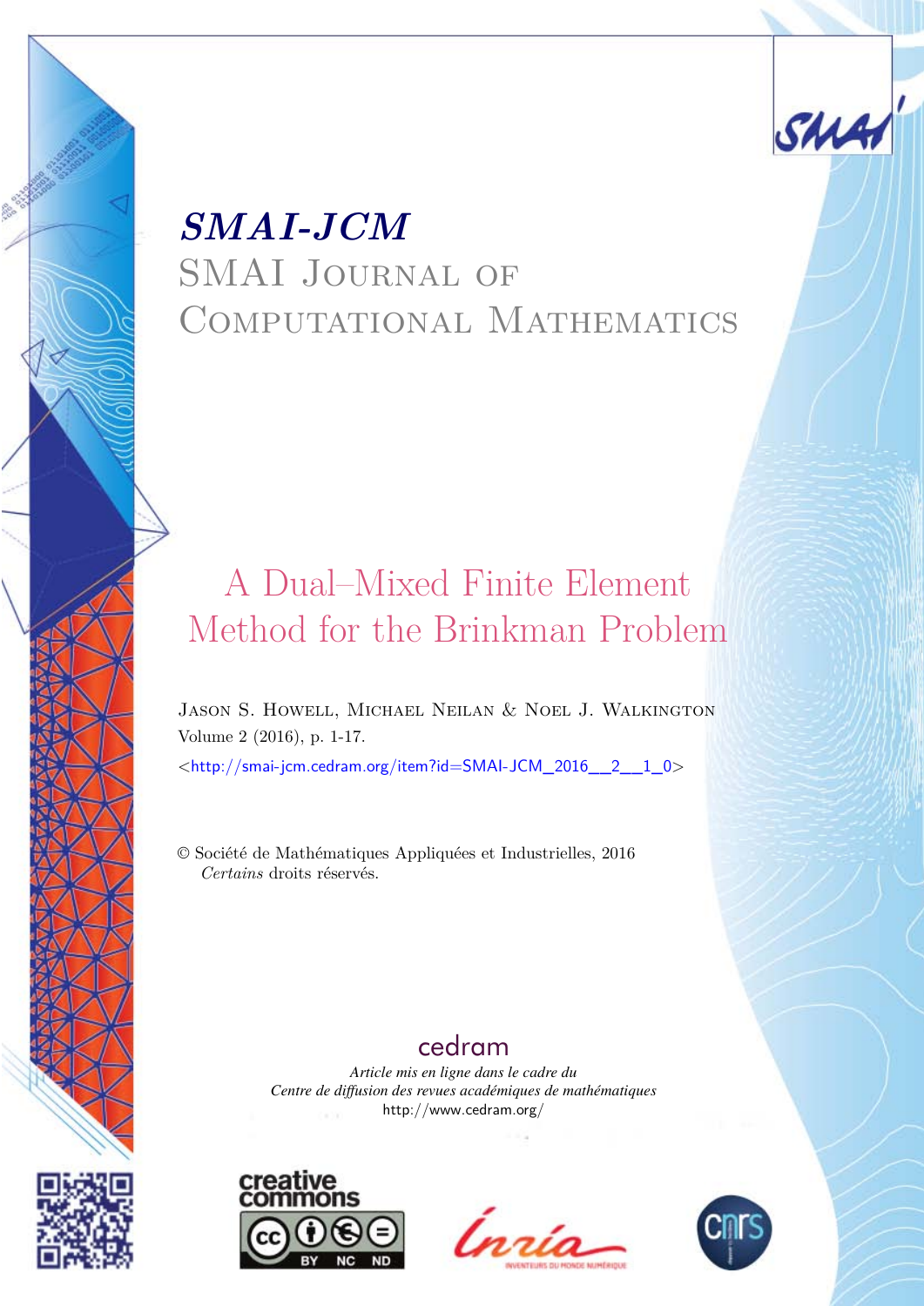# *SMAI-JCM*

# SMAI Journal of Computational Mathematics

# A Dual–Mixed Finite Element Method for the Brinkman Problem

Jason S. Howell, Michael Neilan & Noel J. Walkington

Volume 2 (2016), p. 1-17.

<http://smai-jcm.cedram.org/item?id=SMAI-JCM_2016__2__1_0>

© Société de Mathématiques Appliquées et Industrielles, 2016

*Certains* droits réservés.

cedram

*Article mis en ligne dans le cadre du*

*Centre de diffusion des revues académiques de mathématiques*

http://www.cedram.org/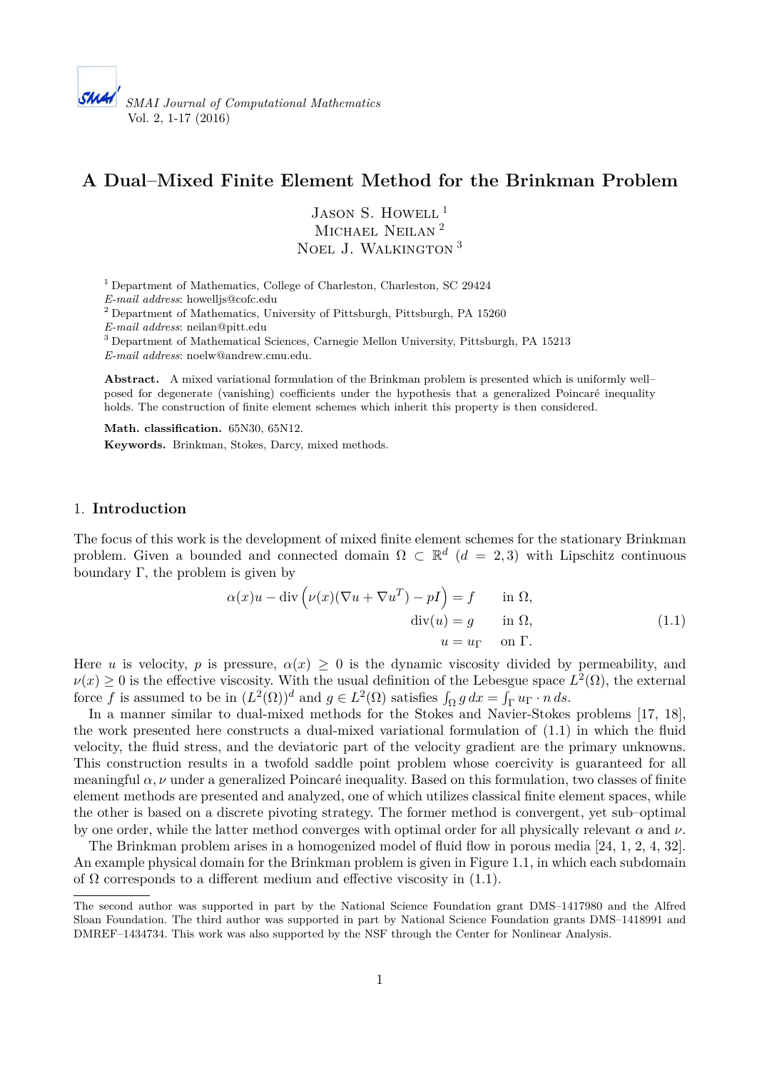# A Dual–Mixed Finite Element Method for the Brinkman Problem

Jason S. Howell [1]
Michael Neilan [2]
Noel J. Walkington [3]

[1] Department of Mathematics, College of Charleston, Charleston, SC 29424
*E-mail address*: howelljs@cofc.edu
[2] Department of Mathematics, University of Pittsburgh, Pittsburgh, PA 15260
*E-mail address*: neilan@pitt.edu
[3] Department of Mathematical Sciences, Carnegie Mellon University, Pittsburgh, PA 15213
*E-mail address*: noelw@andrew.cmu.edu.

**Abstract.** A mixed variational formulation of the Brinkman problem is presented which is uniformly well–posed for degenerate (vanishing) coefficients under the hypothesis that a generalized Poincaré inequality holds. The construction of finite element schemes which inherit this property is then considered.

**Math. classification.** 65N30, 65N12.

**Keywords.** Brinkman, Stokes, Darcy, mixed methods.

## 1. Introduction

The focus of this work is the development of mixed finite element schemes for the stationary Brinkman problem. Given a bounded and connected domain $\Omega \subset \mathbb{R}^d$ ($d = 2, 3$) with Lipschitz continuous boundary $\Gamma$, the problem is given by

$$
\begin{aligned}
\alpha(x)u - \operatorname{div}\Big(\nu(x)(\nabla u + \nabla u^T) - pI\Big) &= f \qquad \text{in } \Omega, \\
\operatorname{div}(u) &= g \qquad \text{in } \Omega, \\
u &= u_\Gamma \quad \text{on } \Gamma.
\end{aligned}
\tag{1.1}
$$

Here $u$ is velocity, $p$ is pressure, $\alpha(x) \geq 0$ is the dynamic viscosity divided by permeability, and $\nu(x) \geq 0$ is the effective viscosity. With the usual definition of the Lebesgue space $L^2(\Omega)$, the external force $f$ is assumed to be in $(L^2(\Omega))^d$ and $g \in L^2(\Omega)$ satisfies $\int_\Omega g\, dx = \int_\Gamma u_\Gamma \cdot n\, ds$.

In a manner similar to dual-mixed methods for the Stokes and Navier-Stokes problems [17, 18], the work presented here constructs a dual-mixed variational formulation of (1.1) in which the fluid velocity, the fluid stress, and the deviatoric part of the velocity gradient are the primary unknowns. This construction results in a twofold saddle point problem whose coercivity is guaranteed for all meaningful $\alpha, \nu$ under a generalized Poincaré inequality. Based on this formulation, two classes of finite element methods are presented and analyzed, one of which utilizes classical finite element spaces, while the other is based on a discrete pivoting strategy. The former method is convergent, yet sub–optimal by one order, while the latter method converges with optimal order for all physically relevant $\alpha$ and $\nu$.

The Brinkman problem arises in a homogenized model of fluid flow in porous media [24, 1, 2, 4, 32]. An example physical domain for the Brinkman problem is given in Figure 1.1, in which each subdomain of $\Omega$ corresponds to a different medium and effective viscosity in (1.1).

The second author was supported in part by the National Science Foundation grant DMS–1417980 and the Alfred Sloan Foundation. The third author was supported in part by National Science Foundation grants DMS–1418991 and DMREF–1434734. This work was also supported by the NSF through the Center for Nonlinear Analysis.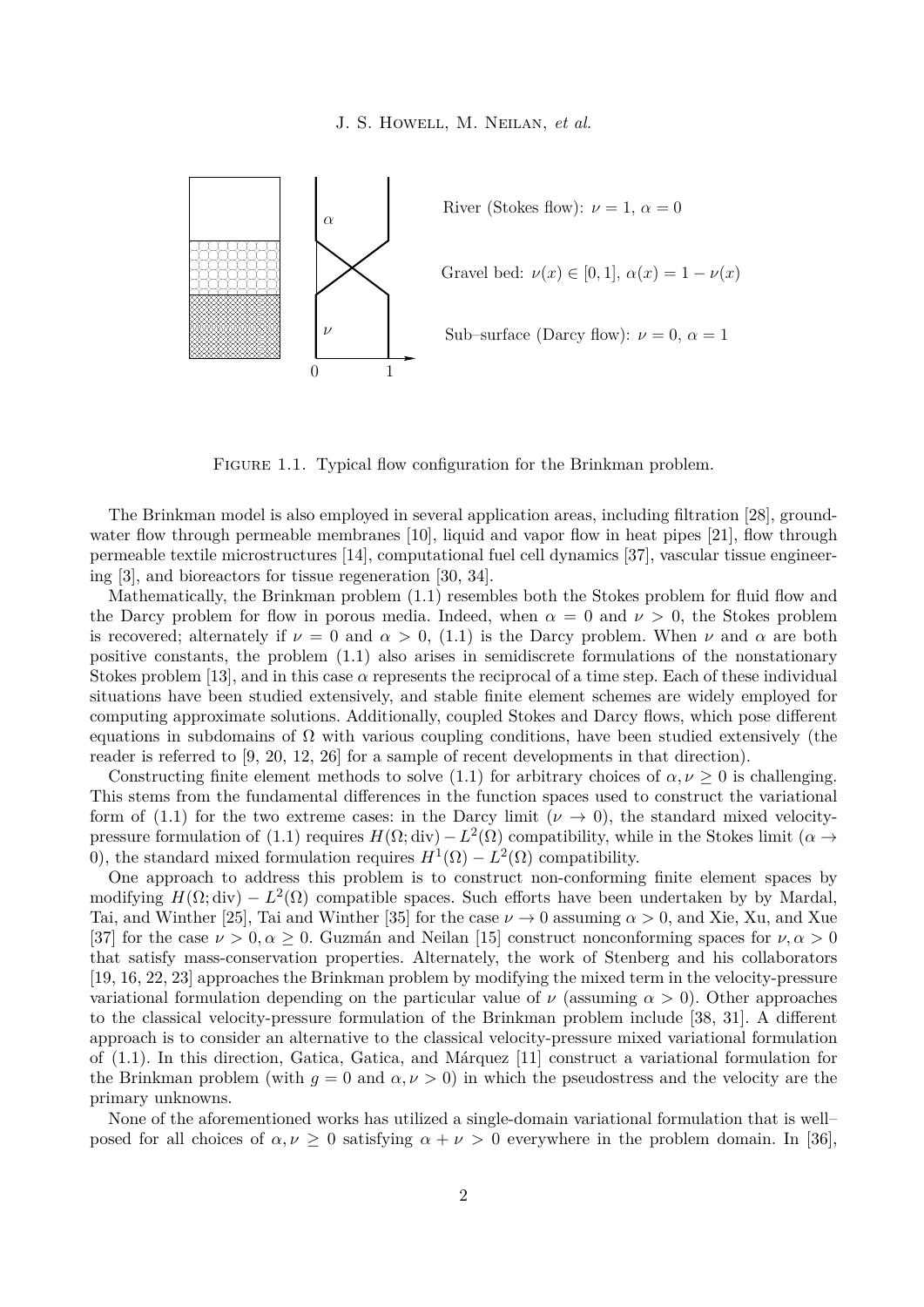River (Stokes flow): $\nu = 1$, $\alpha = 0$

Gravel bed: $\nu(x) \in [0, 1]$, $\alpha(x) = 1 - \nu(x)$

Sub–surface (Darcy flow): $\nu = 0$, $\alpha = 1$

Figure 1.1. Typical flow configuration for the Brinkman problem.

The Brinkman model is also employed in several application areas, including filtration [28], groundwater flow through permeable membranes [10], liquid and vapor flow in heat pipes [21], flow through permeable textile microstructures [14], computational fuel cell dynamics [37], vascular tissue engineering [3], and bioreactors for tissue regeneration [30, 34].

Mathematically, the Brinkman problem (1.1) resembles both the Stokes problem for fluid flow and the Darcy problem for flow in porous media. Indeed, when $\alpha = 0$ and $\nu > 0$, the Stokes problem is recovered; alternately if $\nu = 0$ and $\alpha > 0$, (1.1) is the Darcy problem. When $\nu$ and $\alpha$ are both positive constants, the problem (1.1) also arises in semidiscrete formulations of the nonstationary Stokes problem [13], and in this case $\alpha$ represents the reciprocal of a time step. Each of these individual situations have been studied extensively, and stable finite element schemes are widely employed for computing approximate solutions. Additionally, coupled Stokes and Darcy flows, which pose different equations in subdomains of $\Omega$ with various coupling conditions, have been studied extensively (the reader is referred to [9, 20, 12, 26] for a sample of recent developments in that direction).

Constructing finite element methods to solve (1.1) for arbitrary choices of $\alpha, \nu \geq 0$ is challenging. This stems from the fundamental differences in the function spaces used to construct the variational form of (1.1) for the two extreme cases: in the Darcy limit ($\nu \to 0$), the standard mixed velocity-pressure formulation of (1.1) requires $H(\Omega; \text{div}) - L^2(\Omega)$ compatibility, while in the Stokes limit ($\alpha \to 0$), the standard mixed formulation requires $H^1(\Omega) - L^2(\Omega)$ compatibility.

One approach to address this problem is to construct non-conforming finite element spaces by modifying $H(\Omega; \text{div}) - L^2(\Omega)$ compatible spaces. Such efforts have been undertaken by by Mardal, Tai, and Winther [25], Tai and Winther [35] for the case $\nu \to 0$ assuming $\alpha > 0$, and Xie, Xu, and Xue [37] for the case $\nu > 0, \alpha \geq 0$. Guzmán and Neilan [15] construct nonconforming spaces for $\nu, \alpha > 0$ that satisfy mass-conservation properties. Alternately, the work of Stenberg and his collaborators [19, 16, 22, 23] approaches the Brinkman problem by modifying the mixed term in the velocity-pressure variational formulation depending on the particular value of $\nu$ (assuming $\alpha > 0$). Other approaches to the classical velocity-pressure formulation of the Brinkman problem include [38, 31]. A different approach is to consider an alternative to the classical velocity-pressure mixed variational formulation of (1.1). In this direction, Gatica, Gatica, and Márquez [11] construct a variational formulation for the Brinkman problem (with $g = 0$ and $\alpha, \nu > 0$) in which the pseudostress and the velocity are the primary unknowns.

None of the aforementioned works has utilized a single-domain variational formulation that is well–posed for all choices of $\alpha, \nu \geq 0$ satisfying $\alpha + \nu > 0$ everywhere in the problem domain. In [36],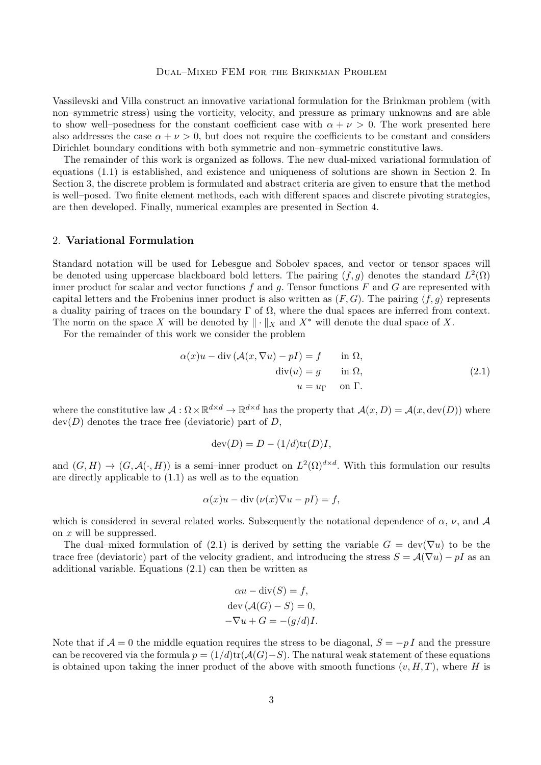Vassilevski and Villa construct an innovative variational formulation for the Brinkman problem (with non–symmetric stress) using the vorticity, velocity, and pressure as primary unknowns and are able to show well–posedness for the constant coefficient case with $\alpha + \nu > 0$. The work presented here also addresses the case $\alpha + \nu > 0$, but does not require the coefficients to be constant and considers Dirichlet boundary conditions with both symmetric and non–symmetric constitutive laws.

The remainder of this work is organized as follows. The new dual-mixed variational formulation of equations (1.1) is established, and existence and uniqueness of solutions are shown in Section 2. In Section 3, the discrete problem is formulated and abstract criteria are given to ensure that the method is well–posed. Two finite element methods, each with different spaces and discrete pivoting strategies, are then developed. Finally, numerical examples are presented in Section 4.

## 2. **Variational Formulation**

Standard notation will be used for Lebesgue and Sobolev spaces, and vector or tensor spaces will be denoted using uppercase blackboard bold letters. The pairing $(f, g)$ denotes the standard $L^2(\Omega)$ inner product for scalar and vector functions $f$ and $g$. Tensor functions $F$ and $G$ are represented with capital letters and the Frobenius inner product is also written as $(F, G)$. The pairing $\langle f, g\rangle$ represents a duality pairing of traces on the boundary $\Gamma$ of $\Omega$, where the dual spaces are inferred from context. The norm on the space $X$ will be denoted by $\|\cdot\|_X$ and $X^*$ will denote the dual space of $X$.

For the remainder of this work we consider the problem

$$
\begin{aligned}
\alpha(x)u - \operatorname{div}\left(\mathcal{A}(x, \nabla u) - pI\right) &= f \qquad \text{in } \Omega,\\
\operatorname{div}(u) &= g \qquad \text{in } \Omega,\\
u &= u_\Gamma \qquad \text{on } \Gamma.
\end{aligned}
\tag{2.1}
$$

where the constitutive law $\mathcal{A} : \Omega \times \mathbb{R}^{d\times d} \to \mathbb{R}^{d\times d}$ has the property that $\mathcal{A}(x, D) = \mathcal{A}(x, \operatorname{dev}(D))$ where $\operatorname{dev}(D)$ denotes the trace free (deviatoric) part of $D$,

$$
\operatorname{dev}(D) = D - (1/d)\operatorname{tr}(D)I,
$$

and $(G, H) \to (G, \mathcal{A}(\cdot, H))$ is a semi–inner product on $L^2(\Omega)^{d\times d}$. With this formulation our results are directly applicable to (1.1) as well as to the equation

$$
\alpha(x)u - \operatorname{div}\left(\nu(x)\nabla u - pI\right) = f,
$$

which is considered in several related works. Subsequently the notational dependence of $\alpha$, $\nu$, and $\mathcal{A}$ on $x$ will be suppressed.

The dual–mixed formulation of (2.1) is derived by setting the variable $G = \operatorname{dev}(\nabla u)$ to be the trace free (deviatoric) part of the velocity gradient, and introducing the stress $S = \mathcal{A}(\nabla u) - pI$ as an additional variable. Equations (2.1) can then be written as

$$
\begin{aligned}
\alpha u - \operatorname{div}(S) &= f,\\
\operatorname{dev}\left(\mathcal{A}(G) - S\right) &= 0,\\
-\nabla u + G &= -(g/d)I.
\end{aligned}
$$

Note that if $\mathcal{A} = 0$ the middle equation requires the stress to be diagonal, $S = -p\,I$ and the pressure can be recovered via the formula $p = (1/d)\operatorname{tr}(\mathcal{A}(G) - S)$. The natural weak statement of these equations is obtained upon taking the inner product of the above with smooth functions $(v, H, T)$, where $H$ is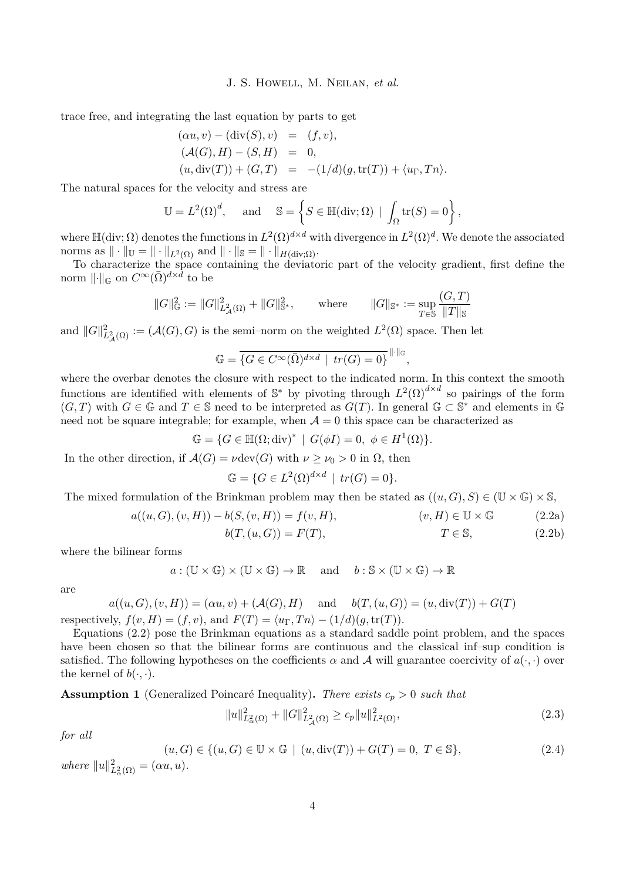trace free, and integrating the last equation by parts to get

$$
\begin{aligned}
(\alpha u, v) - (\operatorname{div}(S), v) &= (f, v), \\
(\mathcal{A}(G), H) - (S, H) &= 0, \\
(u, \operatorname{div}(T)) + (G, T) &= -(1/d)(g, \operatorname{tr}(T)) + \langle u_\Gamma, Tn \rangle.
\end{aligned}
$$

The natural spaces for the velocity and stress are

$$
\mathbb{U} = L^2(\Omega)^d, \qquad \text{and} \qquad \mathbb{S} = \left\{ S \in \mathbb{H}(\operatorname{div}; \Omega) \mid \int_\Omega \operatorname{tr}(S) = 0 \right\},
$$

where $\mathbb{H}(\operatorname{div}; \Omega)$ denotes the functions in $L^2(\Omega)^{d\times d}$ with divergence in $L^2(\Omega)^d$. We denote the associated norms as $\|\cdot\|_{\mathbb{U}} = \|\cdot\|_{L^2(\Omega)}$ and $\|\cdot\|_{\mathbb{S}} = \|\cdot\|_{H(\operatorname{div};\Omega)}$.

To characterize the space containing the deviatoric part of the velocity gradient, first define the norm $\|\cdot\|_{\mathbb{G}}$ on $C^\infty(\bar{\Omega})^{d\times d}$ to be

$$
\|G\|_{\mathbb{G}}^2 := \|G\|_{L^2_{\mathcal{A}}(\Omega)}^2 + \|G\|_{\mathbb{S}^*}^2, \qquad \text{where} \qquad \|G\|_{\mathbb{S}^*} := \sup_{T\in\mathbb{S}} \frac{(G,T)}{\|T\|_{\mathbb{S}}}
$$

and $\|G\|_{L^2_{\mathcal{A}}(\Omega)}^2 := (\mathcal{A}(G), G)$ is the semi–norm on the weighted $L^2(\Omega)$ space. Then let

$$
\mathbb{G} = \overline{\{G \in C^\infty(\bar{\Omega})^{d\times d} \mid tr(G) = 0\}}^{\|\cdot\|_{\mathbb{G}}},
$$

where the overbar denotes the closure with respect to the indicated norm. In this context the smooth functions are identified with elements of $\mathbb{S}^*$ by pivoting through $L^2(\Omega)^{d\times d}$ so pairings of the form $(G, T)$ with $G \in \mathbb{G}$ and $T \in \mathbb{S}$ need to be interpreted as $G(T)$. In general $\mathbb{G} \subset \mathbb{S}^*$ and elements in $\mathbb{G}$ need not be square integrable; for example, when $\mathcal{A} = 0$ this space can be characterized as

$$
\mathbb{G} = \{G \in \mathbb{H}(\Omega; \operatorname{div})^* \mid G(\phi I) = 0, \ \phi \in H^1(\Omega)\}.
$$

In the other direction, if $\mathcal{A}(G) = \nu \operatorname{dev}(G)$ with $\nu \geq \nu_0 > 0$ in $\Omega$, then

$$
\mathbb{G} = \{G \in L^2(\Omega)^{d\times d} \mid tr(G) = 0\}.
$$

The mixed formulation of the Brinkman problem may then be stated as $((u, G), S) \in (\mathbb{U} \times \mathbb{G}) \times \mathbb{S}$,

$$
a((u, G), (v, H)) - b(S, (v, H)) = f(v, H), \qquad (v, H) \in \mathbb{U} \times \mathbb{G} \tag{2.2a}
$$

$$
b(T, (u, G)) = F(T), \qquad T \in \mathbb{S}, \tag{2.2b}
$$

where the bilinear forms

$$
a : (\mathbb{U} \times \mathbb{G}) \times (\mathbb{U} \times \mathbb{G}) \to \mathbb{R} \quad \text{and} \quad b : \mathbb{S} \times (\mathbb{U} \times \mathbb{G}) \to \mathbb{R}
$$

are

$$
a((u, G), (v, H)) = (\alpha u, v) + (\mathcal{A}(G), H) \quad \text{and} \quad b(T, (u, G)) = (u, \operatorname{div}(T)) + G(T)
$$

respectively, $f(v, H) = (f, v)$, and $F(T) = \langle u_\Gamma, Tn \rangle - (1/d)(g, \operatorname{tr}(T))$.

Equations (2.2) pose the Brinkman equations as a standard saddle point problem, and the spaces have been chosen so that the bilinear forms are continuous and the classical inf–sup condition is satisfied. The following hypotheses on the coefficients $\alpha$ and $\mathcal{A}$ will guarantee coercivity of $a(\cdot, \cdot)$ over the kernel of $b(\cdot, \cdot)$.

**Assumption 1** (Generalized Poincaré Inequality)**.** *There exists $c_p > 0$ such that*

$$
\|u\|_{L^2_\alpha(\Omega)}^2 + \|G\|_{L^2_{\mathcal{A}}(\Omega)}^2 \geq c_p \|u\|_{L^2(\Omega)}^2, \tag{2.3}
$$

*for all*

$$
(u, G) \in \{(u, G) \in \mathbb{U} \times \mathbb{G} \mid (u, \operatorname{div}(T)) + G(T) = 0, \ T \in \mathbb{S}\}, \tag{2.4}
$$

*where $\|u\|_{L^2_\alpha(\Omega)}^2 = (\alpha u, u)$.*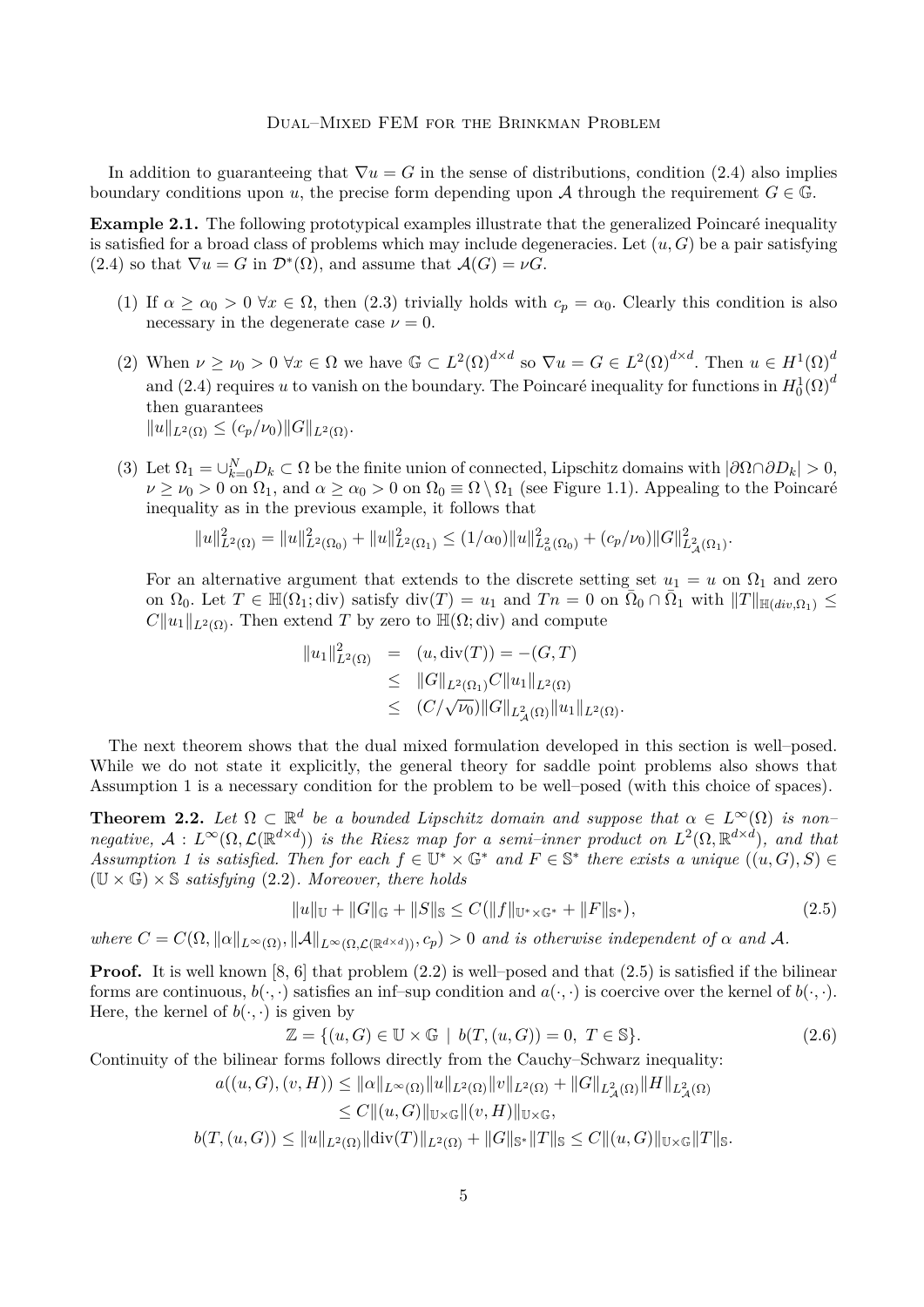In addition to guaranteeing that $\nabla u = G$ in the sense of distributions, condition (2.4) also implies boundary conditions upon $u$, the precise form depending upon $\mathcal{A}$ through the requirement $G \in \mathbb{G}$.

**Example 2.1.** The following prototypical examples illustrate that the generalized Poincaré inequality is satisfied for a broad class of problems which may include degeneracies. Let $(u, G)$ be a pair satisfying (2.4) so that $\nabla u = G$ in $\mathcal{D}^*(\Omega)$, and assume that $\mathcal{A}(G) = \nu G$.

1. If $\alpha \geq \alpha_0 > 0 \; \forall x \in \Omega$, then (2.3) trivially holds with $c_p = \alpha_0$. Clearly this condition is also necessary in the degenerate case $\nu = 0$.

2. When $\nu \geq \nu_0 > 0 \; \forall x \in \Omega$ we have $\mathbb{G} \subset L^2(\Omega)^{d\times d}$ so $\nabla u = G \in L^2(\Omega)^{d\times d}$. Then $u \in H^1(\Omega)^d$ and (2.4) requires $u$ to vanish on the boundary. The Poincaré inequality for functions in $H^1_0(\Omega)^d$ then guarantees
$\|u\|_{L^2(\Omega)} \leq (c_p/\nu_0)\|G\|_{L^2(\Omega)}$.

3. Let $\Omega_1 = \cup_{k=0}^N D_k \subset \Omega$ be the finite union of connected, Lipschitz domains with $|\partial\Omega \cap \partial D_k| > 0$, $\nu \geq \nu_0 > 0$ on $\Omega_1$, and $\alpha \geq \alpha_0 > 0$ on $\Omega_0 \equiv \Omega \setminus \Omega_1$ (see Figure 1.1). Appealing to the Poincaré inequality as in the previous example, it follows that
$$\|u\|^2_{L^2(\Omega)} = \|u\|^2_{L^2(\Omega_0)} + \|u\|^2_{L^2(\Omega_1)} \leq (1/\alpha_0)\|u\|^2_{L^2_\alpha(\Omega_0)} + (c_p/\nu_0)\|G\|^2_{L^2_{\mathcal{A}}(\Omega_1)}.$$
For an alternative argument that extends to the discrete setting set $u_1 = u$ on $\Omega_1$ and zero on $\Omega_0$. Let $T \in \mathbb{H}(\Omega_1; \mathrm{div})$ satisfy $\mathrm{div}(T) = u_1$ and $Tn = 0$ on $\bar{\Omega}_0 \cap \bar{\Omega}_1$ with $\|T\|_{\mathbb{H}(div,\Omega_1)} \leq C\|u_1\|_{L^2(\Omega)}$. Then extend $T$ by zero to $\mathbb{H}(\Omega; \mathrm{div})$ and compute
$$\begin{aligned}
\|u_1\|^2_{L^2(\Omega)} &= (u, \mathrm{div}(T)) = -(G, T) \\
&\leq \|G\|_{L^2(\Omega_1)} C \|u_1\|_{L^2(\Omega)} \\
&\leq (C/\sqrt{\nu_0})\|G\|_{L^2_{\mathcal{A}}(\Omega)}\|u_1\|_{L^2(\Omega)}.
\end{aligned}$$

The next theorem shows that the dual mixed formulation developed in this section is well–posed. While we do not state it explicitly, the general theory for saddle point problems also shows that Assumption 1 is a necessary condition for the problem to be well–posed (with this choice of spaces).

**Theorem 2.2.** *Let $\Omega \subset \mathbb{R}^d$ be a bounded Lipschitz domain and suppose that $\alpha \in L^\infty(\Omega)$ is non–negative, $\mathcal{A} : L^\infty(\Omega, \mathcal{L}(\mathbb{R}^{d\times d}))$ is the Riesz map for a semi–inner product on $L^2(\Omega, \mathbb{R}^{d\times d})$, and that Assumption 1 is satisfied. Then for each $f \in \mathbb{U}^* \times \mathbb{G}^*$ and $F \in \mathbb{S}^*$ there exists a unique $((u, G), S) \in (\mathbb{U} \times \mathbb{G}) \times \mathbb{S}$ satisfying* (2.2)*. Moreover, there holds*
$$\|u\|_{\mathbb{U}} + \|G\|_{\mathbb{G}} + \|S\|_{\mathbb{S}} \leq C(\|f\|_{\mathbb{U}^*\times\mathbb{G}^*} + \|F\|_{\mathbb{S}^*}), \tag{2.5}$$
*where $C = C(\Omega, \|\alpha\|_{L^\infty(\Omega)}, \|\mathcal{A}\|_{L^\infty(\Omega,\mathcal{L}(\mathbb{R}^{d\times d}))}, c_p) > 0$ and is otherwise independent of $\alpha$ and $\mathcal{A}$.*

**Proof.** It is well known [8, 6] that problem (2.2) is well–posed and that (2.5) is satisfied if the bilinear forms are continuous, $b(\cdot, \cdot)$ satisfies an inf–sup condition and $a(\cdot, \cdot)$ is coercive over the kernel of $b(\cdot, \cdot)$. Here, the kernel of $b(\cdot, \cdot)$ is given by
$$\mathbb{Z} = \{(u, G) \in \mathbb{U} \times \mathbb{G} \mid b(T, (u, G)) = 0, \; T \in \mathbb{S}\}. \tag{2.6}$$
Continuity of the bilinear forms follows directly from the Cauchy–Schwarz inequality:
$$\begin{aligned}
a((u, G), (v, H)) &\leq \|\alpha\|_{L^\infty(\Omega)}\|u\|_{L^2(\Omega)}\|v\|_{L^2(\Omega)} + \|G\|_{L^2_{\mathcal{A}}(\Omega)}\|H\|_{L^2_{\mathcal{A}}(\Omega)} \\
&\leq C\|(u, G)\|_{\mathbb{U}\times\mathbb{G}}\|(v, H)\|_{\mathbb{U}\times\mathbb{G}}, \\
b(T, (u, G)) &\leq \|u\|_{L^2(\Omega)}\|\mathrm{div}(T)\|_{L^2(\Omega)} + \|G\|_{\mathbb{S}^*}\|T\|_{\mathbb{S}} \leq C\|(u, G)\|_{\mathbb{U}\times\mathbb{G}}\|T\|_{\mathbb{S}}.
\end{aligned}$$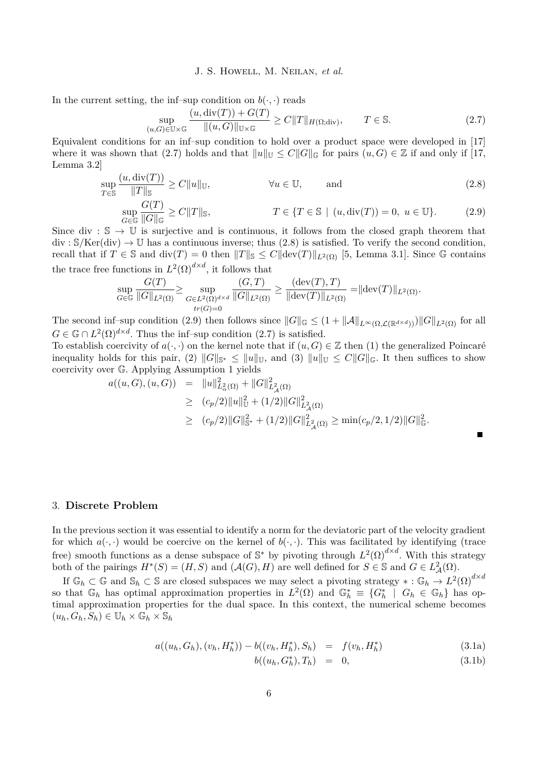In the current setting, the inf–sup condition on $b(\cdot,\cdot)$ reads

$$\sup_{(u,G)\in\mathbb{U}\times\mathbb{G}} \frac{(u,\operatorname{div}(T)) + G(T)}{\|(u,G)\|_{\mathbb{U}\times\mathbb{G}}} \geq C\|T\|_{H(\Omega;\operatorname{div})}, \qquad T \in \mathbb{S}. \tag{2.7}$$

Equivalent conditions for an inf–sup condition to hold over a product space were developed in [17] where it was shown that (2.7) holds and that $\|u\|_{\mathbb{U}} \leq C\|G\|_{\mathbb{G}}$ for pairs $(u,G)\in\mathbb{Z}$ if and only if [17, Lemma 3.2]

$$\sup_{T\in\mathbb{S}} \frac{(u,\operatorname{div}(T))}{\|T\|_{\mathbb{S}}} \geq C\|u\|_{\mathbb{U}}, \qquad \forall u\in\mathbb{U}, \qquad \text{and} \tag{2.8}$$

$$\sup_{G\in\mathbb{G}} \frac{G(T)}{\|G\|_{\mathbb{G}}} \geq C\|T\|_{\mathbb{S}}, \qquad T\in\{T\in\mathbb{S} \mid (u,\operatorname{div}(T))=0,\ u\in\mathbb{U}\}. \tag{2.9}$$

Since $\operatorname{div}:\mathbb{S}\to\mathbb{U}$ is surjective and is continuous, it follows from the closed graph theorem that $\operatorname{div}:\mathbb{S}/\operatorname{Ker}(\operatorname{div})\to\mathbb{U}$ has a continuous inverse; thus (2.8) is satisfied. To verify the second condition, recall that if $T\in\mathbb{S}$ and $\operatorname{div}(T)=0$ then $\|T\|_{\mathbb{S}} \leq C\|\operatorname{dev}(T)\|_{L^2(\Omega)}$ [5, Lemma 3.1]. Since $\mathbb{G}$ contains the trace free functions in $L^2(\Omega)^{d\times d}$, it follows that

$$\sup_{G\in\mathbb{G}} \frac{G(T)}{\|G\|_{L^2(\Omega)}} \geq \sup_{\substack{G\in L^2(\Omega)^{d\times d}\\ tr(G)=0}} \frac{(G,T)}{\|G\|_{L^2(\Omega)}} \geq \frac{(\operatorname{dev}(T),T)}{\|\operatorname{dev}(T)\|_{L^2(\Omega)}} = \|\operatorname{dev}(T)\|_{L^2(\Omega)}.$$

The second inf–sup condition (2.9) then follows since $\|G\|_{\mathbb{G}} \leq (1+\|\mathcal{A}\|_{L^\infty(\Omega,\mathcal{L}(\mathbb{R}^{d\times d}))})\|G\|_{L^2(\Omega)}$ for all $G\in\mathbb{G}\cap L^2(\Omega)^{d\times d}$. Thus the inf–sup condition (2.7) is satisfied.

To establish coercivity of $a(\cdot,\cdot)$ on the kernel note that if $(u,G)\in\mathbb{Z}$ then (1) the generalized Poincaré inequality holds for this pair, (2) $\|G\|_{\mathbb{S}^*}\leq\|u\|_{\mathbb{U}}$, and (3) $\|u\|_{\mathbb{U}}\leq C\|G\|_{\mathbb{G}}$. It then suffices to show coercivity over $\mathbb{G}$. Applying Assumption 1 yields

$$\begin{aligned}
a((u,G),(u,G)) &= \|u\|^2_{L^2_\alpha(\Omega)} + \|G\|^2_{L^2_{\mathcal{A}}(\Omega)} \\
&\geq (c_p/2)\|u\|^2_{\mathbb{U}} + (1/2)\|G\|^2_{L^2_{\mathcal{A}}(\Omega)} \\
&\geq (c_p/2)\|G\|^2_{\mathbb{S}^*} + (1/2)\|G\|^2_{L^2_{\mathcal{A}}(\Omega)} \geq \min(c_p/2, 1/2)\|G\|^2_{\mathbb{G}}.
\end{aligned}$$

■

## 3. **Discrete Problem**

In the previous section it was essential to identify a norm for the deviatoric part of the velocity gradient for which $a(\cdot,\cdot)$ would be coercive on the kernel of $b(\cdot,\cdot)$. This was facilitated by identifying (trace free) smooth functions as a dense subspace of $\mathbb{S}^*$ by pivoting through $L^2(\Omega)^{d\times d}$. With this strategy both of the pairings $H^*(S)=(H,S)$ and $(\mathcal{A}(G),H)$ are well defined for $S\in\mathbb{S}$ and $G\in L^2_{\mathcal{A}}(\Omega)$.

If $\mathbb{G}_h\subset\mathbb{G}$ and $\mathbb{S}_h\subset\mathbb{S}$ are closed subspaces we may select a pivoting strategy $*:\mathbb{G}_h\to L^2(\Omega)^{d\times d}$ so that $\mathbb{G}_h$ has optimal approximation properties in $L^2(\Omega)$ and $\mathbb{G}^*_h \equiv \{G^*_h \mid G_h\in\mathbb{G}_h\}$ has optimal approximation properties for the dual space. In this context, the numerical scheme becomes $(u_h,G_h,S_h)\in\mathbb{U}_h\times\mathbb{G}_h\times\mathbb{S}_h$

$$a((u_h,G_h),(v_h,H^*_h)) - b((v_h,H^*_h),S_h) = f(v_h,H^*_h) \tag{3.1a}$$

$$b((u_h,G^*_h),T_h) = 0, \tag{3.1b}$$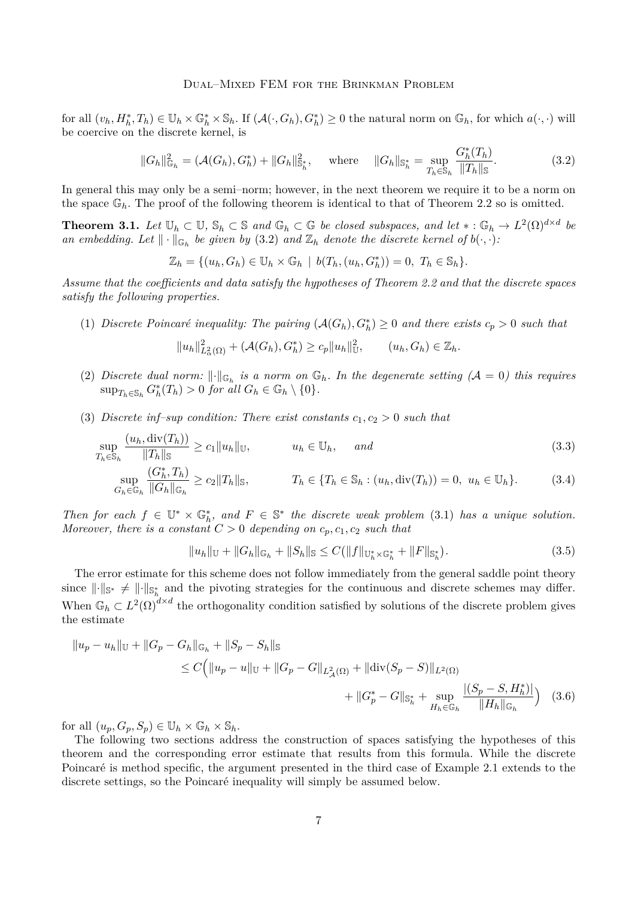for all $(v_h, H_h^*, T_h) \in \mathbb{U}_h \times \mathbb{G}_h^* \times \mathbb{S}_h$. If $(\mathcal{A}(\cdot, G_h), G_h^*) \geq 0$ the natural norm on $\mathbb{G}_h$, for which $a(\cdot,\cdot)$ will be coercive on the discrete kernel, is

$$
\|G_h\|_{\mathbb{G}_h}^2 = (\mathcal{A}(G_h), G_h^*) + \|G_h\|_{\mathbb{S}_h^*}^2, \qquad \text{where} \qquad \|G_h\|_{\mathbb{S}_h^*} = \sup_{T_h \in \mathbb{S}_h} \frac{G_h^*(T_h)}{\|T_h\|_{\mathbb{S}}}. \tag{3.2}
$$

In general this may only be a semi–norm; however, in the next theorem we require it to be a norm on the space $\mathbb{G}_h$. The proof of the following theorem is identical to that of Theorem 2.2 so is omitted.

**Theorem 3.1.** *Let $\mathbb{U}_h \subset \mathbb{U}$, $\mathbb{S}_h \subset \mathbb{S}$ and $\mathbb{G}_h \subset \mathbb{G}$ be closed subspaces, and let $* : \mathbb{G}_h \to L^2(\Omega)^{d\times d}$ be an embedding. Let $\|\cdot\|_{\mathbb{G}_h}$ be given by* (3.2) *and $\mathbb{Z}_h$ denote the discrete kernel of $b(\cdot,\cdot)$:*

$$
\mathbb{Z}_h = \{(u_h, G_h) \in \mathbb{U}_h \times \mathbb{G}_h \mid b(T_h, (u_h, G_h^*)) = 0, \ T_h \in \mathbb{S}_h\}.
$$

*Assume that the coefficients and data satisfy the hypotheses of Theorem 2.2 and that the discrete spaces satisfy the following properties.*

(1) *Discrete Poincaré inequality: The pairing $(\mathcal{A}(G_h), G_h^*) \geq 0$ and there exists $c_p > 0$ such that*

$$
\|u_h\|_{L^2_\alpha(\Omega)}^2 + (\mathcal{A}(G_h), G_h^*) \geq c_p \|u_h\|_{\mathbb{U}}^2, \qquad (u_h, G_h) \in \mathbb{Z}_h.
$$

(2) *Discrete dual norm: $\|\cdot\|_{\mathbb{G}_h}$ is a norm on $\mathbb{G}_h$. In the degenerate setting ($\mathcal{A} = 0$) this requires $\sup_{T_h \in \mathbb{S}_h} G_h^*(T_h) > 0$ for all $G_h \in \mathbb{G}_h \setminus \{0\}$.*

(3) *Discrete inf–sup condition: There exist constants $c_1, c_2 > 0$ such that*

$$
\sup_{T_h \in \mathbb{S}_h} \frac{(u_h, \operatorname{div}(T_h))}{\|T_h\|_{\mathbb{S}}} \geq c_1 \|u_h\|_{\mathbb{U}}, \qquad u_h \in \mathbb{U}_h, \quad \text{and} \tag{3.3}
$$

$$
\sup_{G_h \in \mathbb{G}_h} \frac{(G_h^*, T_h)}{\|G_h\|_{\mathbb{G}_h}} \geq c_2 \|T_h\|_{\mathbb{S}}, \qquad T_h \in \{T_h \in \mathbb{S}_h : (u_h, \operatorname{div}(T_h)) = 0, \ u_h \in \mathbb{U}_h\}. \tag{3.4}
$$

*Then for each $f \in \mathbb{U}^* \times \mathbb{G}_h^*$, and $F \in \mathbb{S}^*$ the discrete weak problem* (3.1) *has a unique solution. Moreover, there is a constant $C > 0$ depending on $c_p, c_1, c_2$ such that*

$$
\|u_h\|_{\mathbb{U}} + \|G_h\|_{\mathbb{G}_h} + \|S_h\|_{\mathbb{S}} \leq C(\|f\|_{\mathbb{U}_h^* \times \mathbb{G}_h^*} + \|F\|_{\mathbb{S}_h^*}). \tag{3.5}
$$

The error estimate for this scheme does not follow immediately from the general saddle point theory since $\|\cdot\|_{\mathbb{S}^*} \neq \|\cdot\|_{\mathbb{S}_h^*}$ and the pivoting strategies for the continuous and discrete schemes may differ. When $\mathbb{G}_h \subset L^2(\Omega)^{d\times d}$ the orthogonality condition satisfied by solutions of the discrete problem gives the estimate

$$
\begin{aligned}
\|u_p - u_h\|_{\mathbb{U}} &+ \|G_p - G_h\|_{\mathbb{G}_h} + \|S_p - S_h\|_{\mathbb{S}} \\
&\leq C\Big( \|u_p - u\|_{\mathbb{U}} + \|G_p - G\|_{L^2_{\mathcal{A}}(\Omega)} + \|\operatorname{div}(S_p - S)\|_{L^2(\Omega)} \\
&\qquad + \|G_p^* - G\|_{\mathbb{S}_h^*} + \sup_{H_h \in \mathbb{G}_h} \frac{|(S_p - S, H_h^*)|}{\|H_h\|_{\mathbb{G}_h}} \Big)
\end{aligned} \tag{3.6}
$$

for all $(u_p, G_p, S_p) \in \mathbb{U}_h \times \mathbb{G}_h \times \mathbb{S}_h$.

The following two sections address the construction of spaces satisfying the hypotheses of this theorem and the corresponding error estimate that results from this formula. While the discrete Poincaré is method specific, the argument presented in the third case of Example 2.1 extends to the discrete settings, so the Poincaré inequality will simply be assumed below.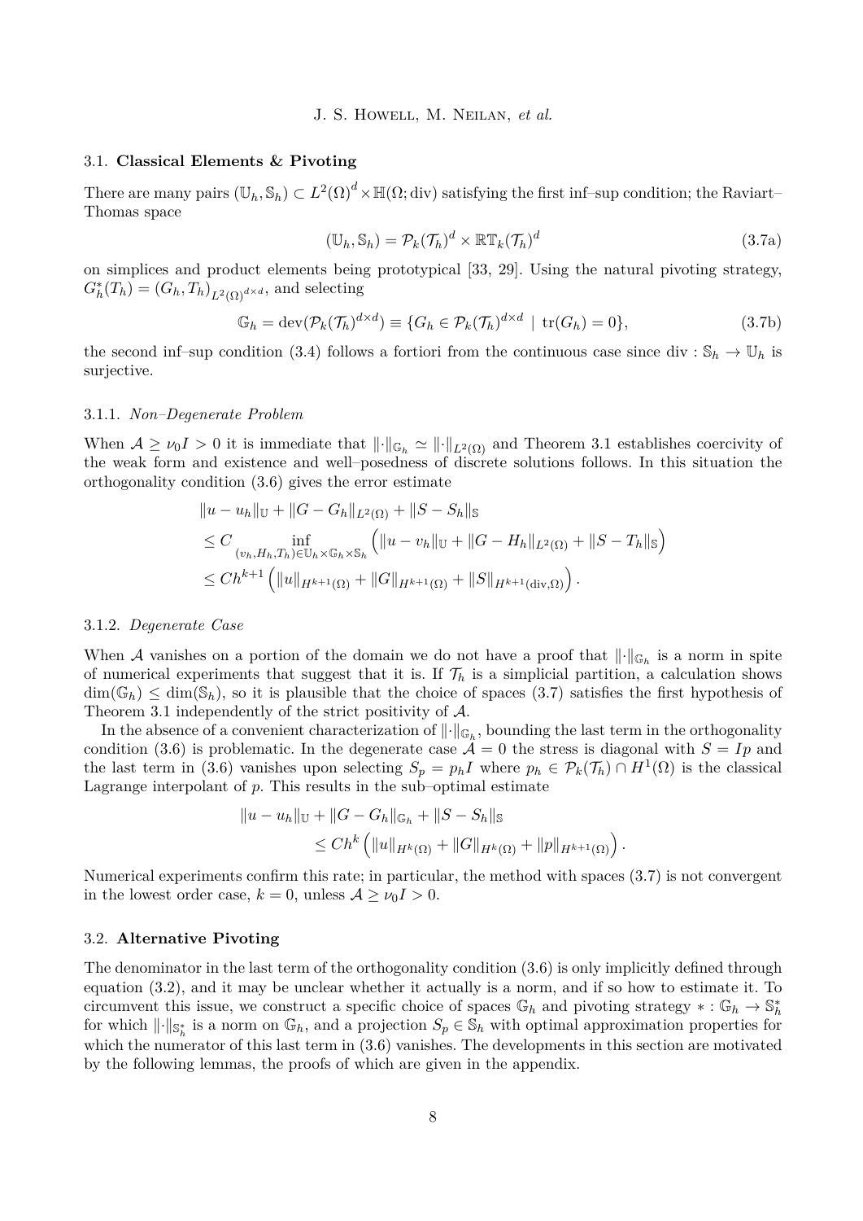### 3.1. **Classical Elements & Pivoting**

There are many pairs $(\mathbb{U}_h, \mathbb{S}_h) \subset L^2(\Omega)^d \times \mathbb{H}(\Omega; \mathrm{div})$ satisfying the first inf–sup condition; the Raviart–Thomas space

$$
(\mathbb{U}_h, \mathbb{S}_h) = \mathcal{P}_k(\mathcal{T}_h)^d \times \mathbb{RT}_k(\mathcal{T}_h)^d \tag{3.7a}
$$

on simplices and product elements being prototypical [33, 29]. Using the natural pivoting strategy, $G_h^*(T_h) = (G_h, T_h)_{L^2(\Omega)^{d\times d}}$, and selecting

$$
\mathbb{G}_h = \mathrm{dev}(\mathcal{P}_k(\mathcal{T}_h)^{d\times d}) \equiv \{G_h \in \mathcal{P}_k(\mathcal{T}_h)^{d\times d} \mid \mathrm{tr}(G_h) = 0\}, \tag{3.7b}
$$

the second inf–sup condition (3.4) follows a fortiori from the continuous case since $\mathrm{div} : \mathbb{S}_h \to \mathbb{U}_h$ is surjective.

#### 3.1.1. *Non–Degenerate Problem*

When $\mathcal{A} \geq \nu_0 I > 0$ it is immediate that $\|\cdot\|_{\mathbb{G}_h} \simeq \|\cdot\|_{L^2(\Omega)}$ and Theorem 3.1 establishes coercivity of the weak form and existence and well–posedness of discrete solutions follows. In this situation the orthogonality condition (3.6) gives the error estimate

$$
\begin{aligned}
&\|u - u_h\|_{\mathbb{U}} + \|G - G_h\|_{L^2(\Omega)} + \|S - S_h\|_{\mathbb{S}} \\
&\leq C \inf_{(v_h, H_h, T_h) \in \mathbb{U}_h \times \mathbb{G}_h \times \mathbb{S}_h} \left( \|u - v_h\|_{\mathbb{U}} + \|G - H_h\|_{L^2(\Omega)} + \|S - T_h\|_{\mathbb{S}} \right) \\
&\leq C h^{k+1} \left( \|u\|_{H^{k+1}(\Omega)} + \|G\|_{H^{k+1}(\Omega)} + \|S\|_{H^{k+1}(\mathrm{div}, \Omega)} \right).
\end{aligned}
$$

#### 3.1.2. *Degenerate Case*

When $\mathcal{A}$ vanishes on a portion of the domain we do not have a proof that $\|\cdot\|_{\mathbb{G}_h}$ is a norm in spite of numerical experiments that suggest that it is. If $\mathcal{T}_h$ is a simplicial partition, a calculation shows $\dim(\mathbb{G}_h) \leq \dim(\mathbb{S}_h)$, so it is plausible that the choice of spaces (3.7) satisfies the first hypothesis of Theorem 3.1 independently of the strict positivity of $\mathcal{A}$.

In the absence of a convenient characterization of $\|\cdot\|_{\mathbb{G}_h}$, bounding the last term in the orthogonality condition (3.6) is problematic. In the degenerate case $\mathcal{A} = 0$ the stress is diagonal with $S = Ip$ and the last term in (3.6) vanishes upon selecting $S_p = p_h I$ where $p_h \in \mathcal{P}_k(\mathcal{T}_h) \cap H^1(\Omega)$ is the classical Lagrange interpolant of $p$. This results in the sub–optimal estimate

$$
\begin{aligned}
\|u - u_h\|_{\mathbb{U}} + \|G - G_h\|_{\mathbb{G}_h} + \|S - S_h\|_{\mathbb{S}} \\
\leq C h^k \left( \|u\|_{H^k(\Omega)} + \|G\|_{H^k(\Omega)} + \|p\|_{H^{k+1}(\Omega)} \right).
\end{aligned}
$$

Numerical experiments confirm this rate; in particular, the method with spaces (3.7) is not convergent in the lowest order case, $k = 0$, unless $\mathcal{A} \geq \nu_0 I > 0$.

### 3.2. **Alternative Pivoting**

The denominator in the last term of the orthogonality condition (3.6) is only implicitly defined through equation (3.2), and it may be unclear whether it actually is a norm, and if so how to estimate it. To circumvent this issue, we construct a specific choice of spaces $\mathbb{G}_h$ and pivoting strategy $* : \mathbb{G}_h \to \mathbb{S}_h^*$ for which $\|\cdot\|_{\mathbb{S}_h^*}$ is a norm on $\mathbb{G}_h$, and a projection $S_p \in \mathbb{S}_h$ with optimal approximation properties for which the numerator of this last term in (3.6) vanishes. The developments in this section are motivated by the following lemmas, the proofs of which are given in the appendix.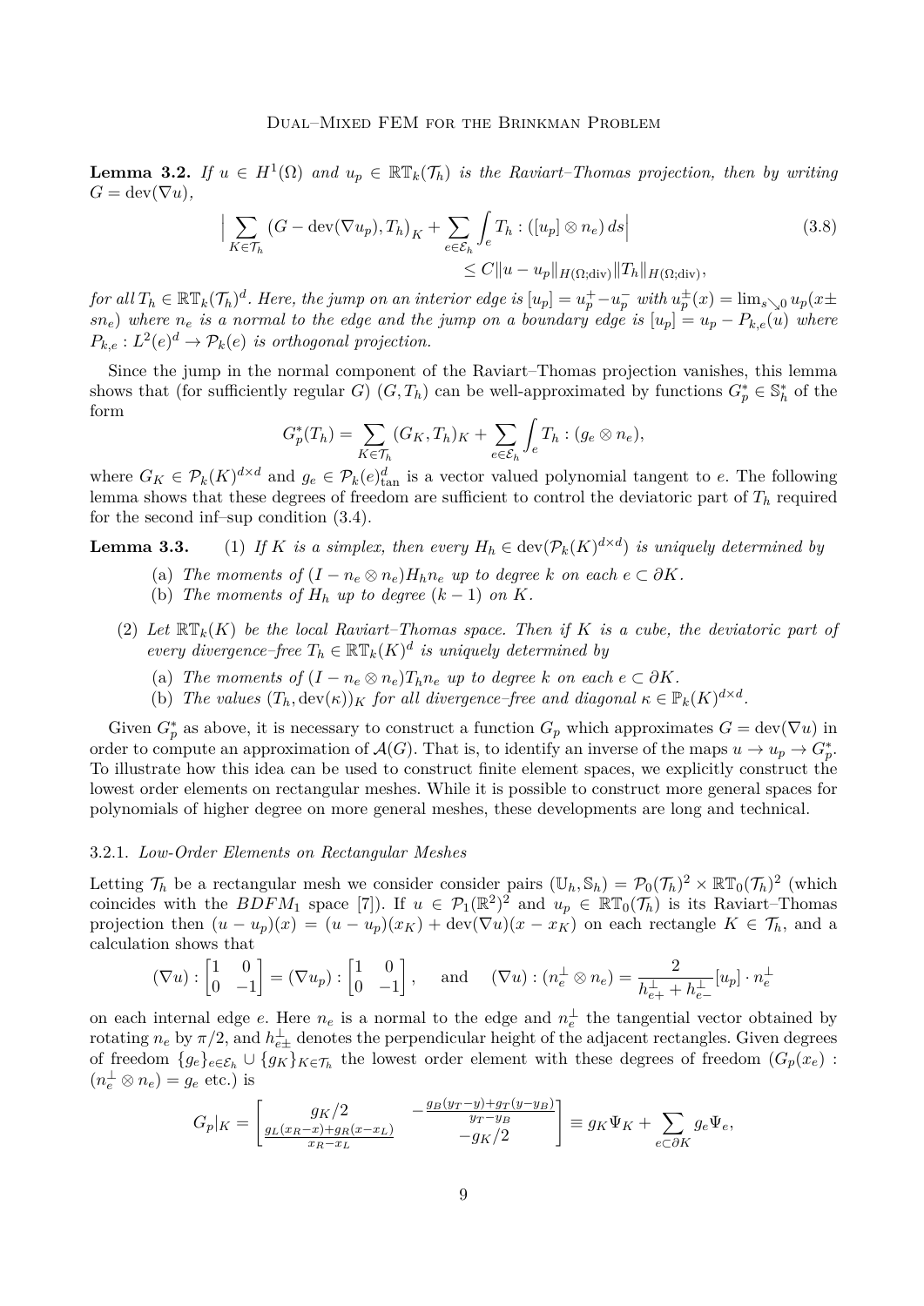**Lemma 3.2.** *If $u \in H^1(\Omega)$ and $u_p \in \mathbb{RT}_k(\mathcal{T}_h)$ is the Raviart–Thomas projection, then by writing $G = \operatorname{dev}(\nabla u)$,*

$$
\Big| \sum_{K \in \mathcal{T}_h} \left(G - \operatorname{dev}(\nabla u_p), T_h\right)_K + \sum_{e \in \mathcal{E}_h} \int_e T_h : ([u_p] \otimes n_e)\, ds \Big| \leq C \|u - u_p\|_{H(\Omega;\operatorname{div})} \|T_h\|_{H(\Omega;\operatorname{div})}, \tag{3.8}
$$

*for all $T_h \in \mathbb{RT}_k(\mathcal{T}_h)^d$. Here, the jump on an interior edge is $[u_p] = u_p^+ - u_p^-$ with $u_p^\pm(x) = \lim_{s \searrow 0} u_p(x \pm s n_e)$ where $n_e$ is a normal to the edge and the jump on a boundary edge is $[u_p] = u_p - P_{k,e}(u)$ where $P_{k,e} : L^2(e)^d \to \mathcal{P}_k(e)$ is orthogonal projection.*

Since the jump in the normal component of the Raviart–Thomas projection vanishes, this lemma shows that (for sufficiently regular $G$) $(G, T_h)$ can be well-approximated by functions $G_p^* \in \mathbb{S}_h^*$ of the form

$$
G_p^*(T_h) = \sum_{K \in \mathcal{T}_h} (G_K, T_h)_K + \sum_{e \in \mathcal{E}_h} \int_e T_h : (g_e \otimes n_e),
$$

where $G_K \in \mathcal{P}_k(K)^{d \times d}$ and $g_e \in \mathcal{P}_k(e)^d_{\tan}$ is a vector valued polynomial tangent to $e$. The following lemma shows that these degrees of freedom are sufficient to control the deviatoric part of $T_h$ required for the second inf–sup condition (3.4).

**Lemma 3.3.** (1) *If $K$ is a simplex, then every $H_h \in \operatorname{dev}(\mathcal{P}_k(K)^{d \times d})$ is uniquely determined by*

(a) *The moments of $(I - n_e \otimes n_e) H_h n_e$ up to degree $k$ on each $e \subset \partial K$.*

(b) *The moments of $H_h$ up to degree $(k-1)$ on $K$.*

(2) *Let $\mathbb{RT}_k(K)$ be the local Raviart–Thomas space. Then if $K$ is a cube, the deviatoric part of every divergence-free $T_h \in \mathbb{RT}_k(K)^d$ is uniquely determined by*

(a) *The moments of $(I - n_e \otimes n_e) T_h n_e$ up to degree $k$ on each $e \subset \partial K$.*

(b) *The values $(T_h, \operatorname{dev}(\kappa))_K$ for all divergence-free and diagonal $\kappa \in \mathbb{P}_k(K)^{d \times d}$.*

Given $G_p^*$ as above, it is necessary to construct a function $G_p$ which approximates $G = \operatorname{dev}(\nabla u)$ in order to compute an approximation of $\mathcal{A}(G)$. That is, to identify an inverse of the maps $u \to u_p \to G_p^*$. To illustrate how this idea can be used to construct finite element spaces, we explicitly construct the lowest order elements on rectangular meshes. While it is possible to construct more general spaces for polynomials of higher degree on more general meshes, these developments are long and technical.

#### 3.2.1. *Low-Order Elements on Rectangular Meshes*

Letting $\mathcal{T}_h$ be a rectangular mesh we consider consider pairs $(\mathbb{U}_h, \mathbb{S}_h) = \mathcal{P}_0(\mathcal{T}_h)^2 \times \mathbb{RT}_0(\mathcal{T}_h)^2$ (which coincides with the $BDFM_1$ space [7]). If $u \in \mathcal{P}_1(\mathbb{R}^2)^2$ and $u_p \in \mathbb{RT}_0(\mathcal{T}_h)$ is its Raviart–Thomas projection then $(u - u_p)(x) = (u - u_p)(x_K) + \operatorname{dev}(\nabla u)(x - x_K)$ on each rectangle $K \in \mathcal{T}_h$, and a calculation shows that

$$
(\nabla u) : \begin{bmatrix} 1 & 0 \\ 0 & -1 \end{bmatrix} = (\nabla u_p) : \begin{bmatrix} 1 & 0 \\ 0 & -1 \end{bmatrix}, \qquad \text{and} \qquad (\nabla u) : (n_e^\perp \otimes n_e) = \frac{2}{h_{e+}^\perp + h_{e-}^\perp} [u_p] \cdot n_e^\perp
$$

on each internal edge $e$. Here $n_e$ is a normal to the edge and $n_e^\perp$ the tangential vector obtained by rotating $n_e$ by $\pi/2$, and $h_{e\pm}^\perp$ denotes the perpendicular height of the adjacent rectangles. Given degrees of freedom $\{g_e\}_{e \in \mathcal{E}_h} \cup \{g_K\}_{K \in \mathcal{T}_h}$ the lowest order element with these degrees of freedom ($G_p(x_e) : (n_e^\perp \otimes n_e) = g_e$ etc.) is

$$
G_p|_K = \begin{bmatrix} g_K/2 & -\frac{g_B(y_T - y) + g_T(y - y_B)}{y_T - y_B} \\ \frac{g_L(x_R - x) + g_R(x - x_L)}{x_R - x_L} & -g_K/2 \end{bmatrix} \equiv g_K \Psi_K + \sum_{e \subset \partial K} g_e \Psi_e,
$$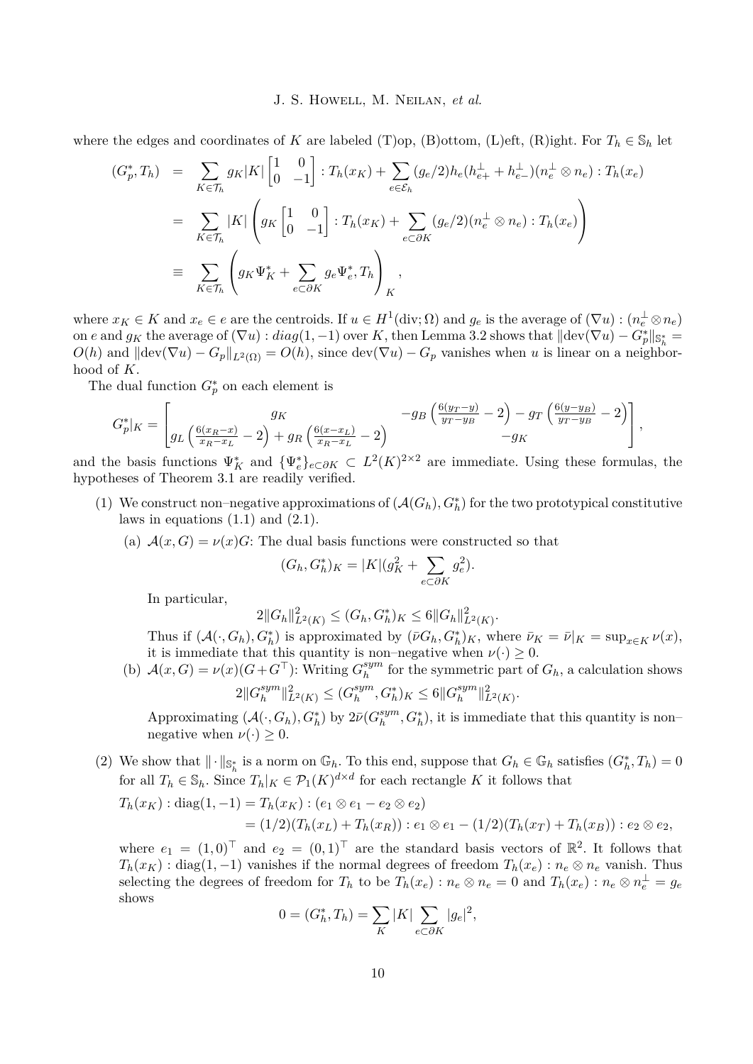where the edges and coordinates of $K$ are labeled (T)op, (B)ottom, (L)eft, (R)ight. For $T_h \in \mathbb{S}_h$ let

$$
\begin{aligned}
(G_p^*, T_h) &= \sum_{K \in \mathcal{T}_h} g_K |K| \begin{bmatrix} 1 & 0 \\ 0 & -1 \end{bmatrix} : T_h(x_K) + \sum_{e \in \mathcal{E}_h} (g_e/2) h_e (h_{e+}^\perp + h_{e-}^\perp)(n_e^\perp \otimes n_e) : T_h(x_e) \\
&= \sum_{K \in \mathcal{T}_h} |K| \left( g_K \begin{bmatrix} 1 & 0 \\ 0 & -1 \end{bmatrix} : T_h(x_K) + \sum_{e \subset \partial K} (g_e/2)(n_e^\perp \otimes n_e) : T_h(x_e) \right) \\
&\equiv \sum_{K \in \mathcal{T}_h} \left( g_K \Psi_K^* + \sum_{e \subset \partial K} g_e \Psi_e^*, T_h \right)_K,
\end{aligned}
$$

where $x_K \in K$ and $x_e \in e$ are the centroids. If $u \in H^1(\text{div}; \Omega)$ and $g_e$ is the average of $(\nabla u) : (n_e^\perp \otimes n_e)$ on $e$ and $g_K$ the average of $(\nabla u) : diag(1, -1)$ over $K$, then Lemma 3.2 shows that $\|\text{dev}(\nabla u) - G_p^*\|_{\mathbb{S}_h^*} = O(h)$ and $\|\text{dev}(\nabla u) - G_p\|_{L^2(\Omega)} = O(h)$, since $\text{dev}(\nabla u) - G_p$ vanishes when $u$ is linear on a neighborhood of $K$.

The dual function $G_p^*$ on each element is

$$
G_p^*|_K = \begin{bmatrix} g_K & -g_B \left( \frac{6(y_T - y)}{y_T - y_B} - 2 \right) - g_T \left( \frac{6(y - y_B)}{y_T - y_B} - 2 \right) \\ g_L \left( \frac{6(x_R - x)}{x_R - x_L} - 2 \right) + g_R \left( \frac{6(x - x_L)}{x_R - x_L} - 2 \right) & -g_K \end{bmatrix},
$$

and the basis functions $\Psi_K^*$ and $\{\Psi_e^*\}_{e \subset \partial K} \subset L^2(K)^{2\times 2}$ are immediate. Using these formulas, the hypotheses of Theorem 3.1 are readily verified.

(1) We construct non–negative approximations of $(\mathcal{A}(G_h), G_h^*)$ for the two prototypical constitutive laws in equations (1.1) and (2.1).

  (a) $\mathcal{A}(x, G) = \nu(x) G$: The dual basis functions were constructed so that

$$
(G_h, G_h^*)_K = |K| (g_K^2 + \sum_{e \subset \partial K} g_e^2).
$$

  In particular,

$$
2\|G_h\|_{L^2(K)}^2 \le (G_h, G_h^*)_K \le 6\|G_h\|_{L^2(K)}^2.
$$

  Thus if $(\mathcal{A}(\cdot, G_h), G_h^*)$ is approximated by $(\bar{\nu} G_h, G_h^*)_K$, where $\bar{\nu}_K = \bar{\nu}|_K = \sup_{x \in K} \nu(x)$, it is immediate that this quantity is non–negative when $\nu(\cdot) \ge 0$.

  (b) $\mathcal{A}(x, G) = \nu(x)(G + G^\top)$: Writing $G_h^{sym}$ for the symmetric part of $G_h$, a calculation shows

$$
2\|G_h^{sym}\|_{L^2(K)}^2 \le (G_h^{sym}, G_h^*)_K \le 6\|G_h^{sym}\|_{L^2(K)}^2.
$$

  Approximating $(\mathcal{A}(\cdot, G_h), G_h^*)$ by $2\bar{\nu}(G_h^{sym}, G_h^*)$, it is immediate that this quantity is non–negative when $\nu(\cdot) \ge 0$.

(2) We show that $\|\cdot\|_{\mathbb{S}_h^*}$ is a norm on $\mathbb{G}_h$. To this end, suppose that $G_h \in \mathbb{G}_h$ satisfies $(G_h^*, T_h) = 0$ for all $T_h \in \mathbb{S}_h$. Since $T_h|_K \in \mathcal{P}_1(K)^{d\times d}$ for each rectangle $K$ it follows that

$$
\begin{aligned}
T_h(x_K) : \text{diag}(1, -1) &= T_h(x_K) : (e_1 \otimes e_1 - e_2 \otimes e_2) \\
&= (1/2)(T_h(x_L) + T_h(x_R)) : e_1 \otimes e_1 - (1/2)(T_h(x_T) + T_h(x_B)) : e_2 \otimes e_2,
\end{aligned}
$$

where $e_1 = (1, 0)^\top$ and $e_2 = (0, 1)^\top$ are the standard basis vectors of $\mathbb{R}^2$. It follows that $T_h(x_K) : \text{diag}(1, -1)$ vanishes if the normal degrees of freedom $T_h(x_e) : n_e \otimes n_e$ vanish. Thus selecting the degrees of freedom for $T_h$ to be $T_h(x_e) : n_e \otimes n_e = 0$ and $T_h(x_e) : n_e \otimes n_e^\perp = g_e$ shows

$$
0 = (G_h^*, T_h) = \sum_K |K| \sum_{e \subset \partial K} |g_e|^2,
$$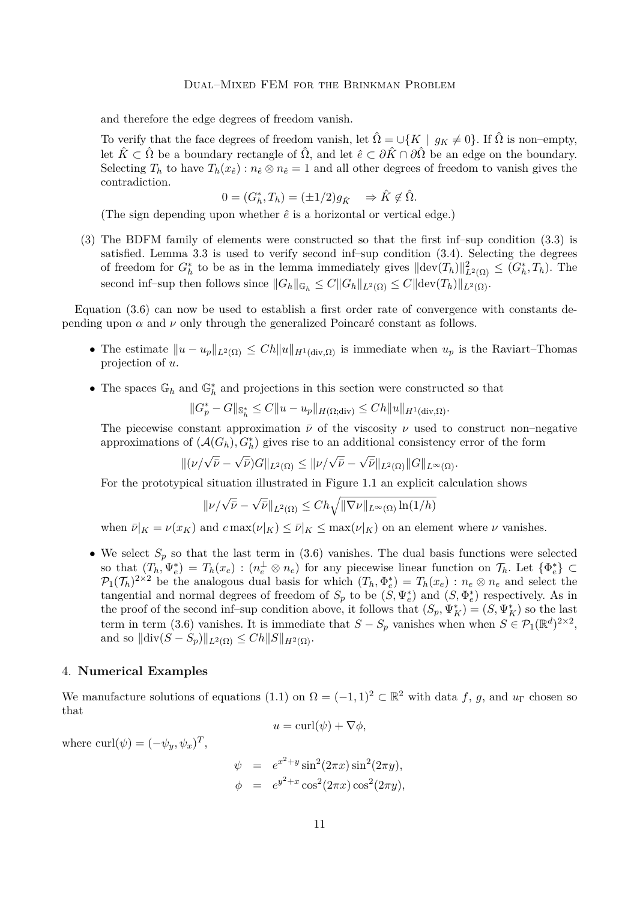and therefore the edge degrees of freedom vanish.

To verify that the face degrees of freedom vanish, let $\hat{\Omega} = \cup\{K \mid g_K \neq 0\}$. If $\hat{\Omega}$ is non–empty, let $\hat{K} \subset \hat{\Omega}$ be a boundary rectangle of $\hat{\Omega}$, and let $\hat{e} \subset \partial\hat{K} \cap \partial\hat{\Omega}$ be an edge on the boundary. Selecting $T_h$ to have $T_h(x_{\hat{e}}) : n_{\hat{e}} \otimes n_{\hat{e}} = 1$ and all other degrees of freedom to vanish gives the contradiction.

$$0 = (G_h^*, T_h) = (\pm 1/2) g_{\hat{K}} \quad \Rightarrow \hat{K} \notin \hat{\Omega}.$$

(The sign depending upon whether $\hat{e}$ is a horizontal or vertical edge.)

(3) The BDFM family of elements were constructed so that the first inf–sup condition (3.3) is satisfied. Lemma 3.3 is used to verify second inf–sup condition (3.4). Selecting the degrees of freedom for $G_h^*$ to be as in the lemma immediately gives $\|\text{dev}(T_h)\|_{L^2(\Omega)}^2 \leq (G_h^*, T_h)$. The second inf–sup then follows since $\|G_h\|_{\mathbb{G}_h} \leq C\|G_h\|_{L^2(\Omega)} \leq C\|\text{dev}(T_h)\|_{L^2(\Omega)}$.

Equation (3.6) can now be used to establish a first order rate of convergence with constants depending upon $\alpha$ and $\nu$ only through the generalized Poincaré constant as follows.

- The estimate $\|u - u_p\|_{L^2(\Omega)} \leq Ch\|u\|_{H^1(\text{div},\Omega)}$ is immediate when $u_p$ is the Raviart–Thomas projection of $u$.
- The spaces $\mathbb{G}_h$ and $\mathbb{G}_h^*$ and projections in this section were constructed so that

  $$\|G_p^* - G\|_{\mathbb{S}_h^*} \leq C\|u - u_p\|_{H(\Omega;\text{div})} \leq Ch\|u\|_{H^1(\text{div},\Omega)}.$$

  The piecewise constant approximation $\bar{\nu}$ of the viscosity $\nu$ used to construct non–negative approximations of $(\mathcal{A}(G_h), G_h^*)$ gives rise to an additional consistency error of the form

  $$\|(\nu/\sqrt{\bar{\nu}} - \sqrt{\bar{\nu}})G\|_{L^2(\Omega)} \leq \|\nu/\sqrt{\bar{\nu}} - \sqrt{\bar{\nu}}\|_{L^2(\Omega)}\|G\|_{L^\infty(\Omega)}.$$

  For the prototypical situation illustrated in Figure 1.1 an explicit calculation shows

  $$\|\nu/\sqrt{\bar{\nu}} - \sqrt{\bar{\nu}}\|_{L^2(\Omega)} \leq Ch\sqrt{\|\nabla\nu\|_{L^\infty(\Omega)}\ln(1/h)}$$

  when $\bar{\nu}|_K = \nu(x_K)$ and $c\max(\nu|_K) \leq \bar{\nu}|_K \leq \max(\nu|_K)$ on an element where $\nu$ vanishes.
- We select $S_p$ so that the last term in (3.6) vanishes. The dual basis functions were selected so that $(T_h, \Psi_e^*) = T_h(x_e) : (n_e^\perp \otimes n_e)$ for any piecewise linear function on $\mathcal{T}_h$. Let $\{\Phi_e^*\} \subset \mathcal{P}_1(\mathcal{T}_h)^{2\times 2}$ be the analogous dual basis for which $(T_h, \Phi_e^*) = T_h(x_e) : n_e \otimes n_e$ and select the tangential and normal degrees of freedom of $S_p$ to be $(S, \Psi_e^*)$ and $(S, \Phi_e^*)$ respectively. As in the proof of the second inf–sup condition above, it follows that $(S_p, \Psi_K^*) = (S, \Psi_K^*)$ so the last term in term (3.6) vanishes. It is immediate that $S - S_p$ vanishes when when $S \in \mathcal{P}_1(\mathbb{R}^d)^{2\times 2}$, and so $\|\text{div}(S - S_p)\|_{L^2(\Omega)} \leq Ch\|S\|_{H^2(\Omega)}$.

## 4. **Numerical Examples**

We manufacture solutions of equations (1.1) on $\Omega = (-1,1)^2 \subset \mathbb{R}^2$ with data $f$, $g$, and $u_\Gamma$ chosen so that

$$u = \text{curl}(\psi) + \nabla\phi,$$

where $\text{curl}(\psi) = (-\psi_y, \psi_x)^T$,

$$\begin{aligned}
\psi &= e^{x^2+y}\sin^2(2\pi x)\sin^2(2\pi y), \\
\phi &= e^{y^2+x}\cos^2(2\pi x)\cos^2(2\pi y),
\end{aligned}$$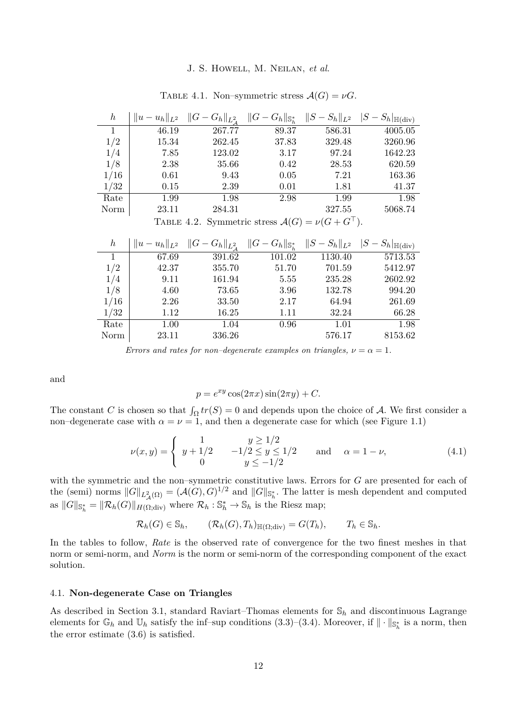Table 4.1. Non–symmetric stress $\mathcal{A}(G) = \nu G$.

| $h$ | $\|u-u_h\|_{L^2}$ | $\|G-G_h\|_{L^2_{\mathcal{A}}}$ | $\|G-G_h\|_{\mathbb{S}_h^*}$ | $\|S-S_h\|_{L^2}$ | $\|S-S_h\|_{\mathbb{H}(\mathrm{div})}$ |
|---|---|---|---|---|---|
| 1 | 46.19 | 267.77 | 89.37 | 586.31 | 4005.05 |
| 1/2 | 15.34 | 262.45 | 37.83 | 329.48 | 3260.96 |
| 1/4 | 7.85 | 123.02 | 3.17 | 97.24 | 1642.23 |
| 1/8 | 2.38 | 35.66 | 0.42 | 28.53 | 620.59 |
| 1/16 | 0.61 | 9.43 | 0.05 | 7.21 | 163.36 |
| 1/32 | 0.15 | 2.39 | 0.01 | 1.81 | 41.37 |
| Rate | 1.99 | 1.98 | 2.98 | 1.99 | 1.98 |
| Norm | 23.11 | 284.31 | | 327.55 | 5068.74 |

Table 4.2. Symmetric stress $\mathcal{A}(G) = \nu(G + G^\top)$.

| $h$ | $\|u-u_h\|_{L^2}$ | $\|G-G_h\|_{L^2_{\mathcal{A}}}$ | $\|G-G_h\|_{\mathbb{S}_h^*}$ | $\|S-S_h\|_{L^2}$ | $\|S-S_h\|_{\mathbb{H}(\mathrm{div})}$ |
|---|---|---|---|---|---|
| 1 | 67.69 | 391.62 | 101.02 | 1130.40 | 5713.53 |
| 1/2 | 42.37 | 355.70 | 51.70 | 701.59 | 5412.97 |
| 1/4 | 9.11 | 161.94 | 5.55 | 235.28 | 2602.92 |
| 1/8 | 4.60 | 73.65 | 3.96 | 132.78 | 994.20 |
| 1/16 | 2.26 | 33.50 | 2.17 | 64.94 | 261.69 |
| 1/32 | 1.12 | 16.25 | 1.11 | 32.24 | 66.28 |
| Rate | 1.00 | 1.04 | 0.96 | 1.01 | 1.98 |
| Norm | 23.11 | 336.26 | | 576.17 | 8153.62 |

*Errors and rates for non–degenerate examples on triangles, $\nu = \alpha = 1$.*

and

$$p = e^{xy}\cos(2\pi x)\sin(2\pi y) + C.$$

The constant $C$ is chosen so that $\int_\Omega tr(S) = 0$ and depends upon the choice of $\mathcal{A}$. We first consider a non–degenerate case with $\alpha = \nu = 1$, and then a degenerate case for which (see Figure 1.1)

$$\nu(x,y) = \begin{cases} 1 & y \geq 1/2 \\ y + 1/2 & -1/2 \leq y \leq 1/2 \\ 0 & y \leq -1/2 \end{cases} \qquad \text{and} \qquad \alpha = 1 - \nu, \tag{4.1}$$

with the symmetric and the non–symmetric constitutive laws. Errors for $G$ are presented for each of the (semi) norms $\|G\|_{L^2_{\mathcal{A}}(\Omega)} = (\mathcal{A}(G), G)^{1/2}$ and $\|G\|_{\mathbb{S}_h^*}$. The latter is mesh dependent and computed as $\|G\|_{\mathbb{S}_h^*} = \|\mathcal{R}_h(G)\|_{H(\Omega;\mathrm{div})}$ where $\mathcal{R}_h : \mathbb{S}_h^* \to \mathbb{S}_h$ is the Riesz map;

$$\mathcal{R}_h(G) \in \mathbb{S}_h, \qquad (\mathcal{R}_h(G), T_h)_{\mathbb{H}(\Omega;\mathrm{div})} = G(T_h), \qquad T_h \in \mathbb{S}_h.$$

In the tables to follow, *Rate* is the observed rate of convergence for the two finest meshes in that norm or semi-norm, and *Norm* is the norm or semi-norm of the corresponding component of the exact solution.

### 4.1. **Non-degenerate Case on Triangles**

As described in Section 3.1, standard Raviart–Thomas elements for $\mathbb{S}_h$ and discontinuous Lagrange elements for $\mathbb{G}_h$ and $\mathbb{U}_h$ satisfy the inf–sup conditions (3.3)–(3.4). Moreover, if $\|\cdot\|_{\mathbb{S}_h^*}$ is a norm, then the error estimate (3.6) is satisfied.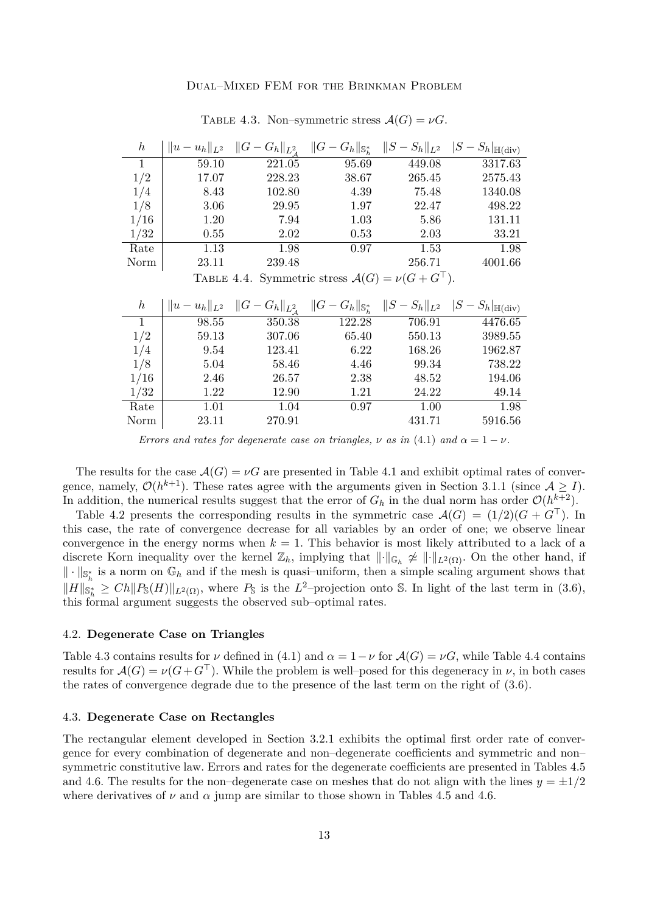Table 4.3. Non–symmetric stress $\mathcal{A}(G) = \nu G$.

| $h$ | $\|u-u_h\|_{L^2}$ | $\|G-G_h\|_{L^2_{\mathcal{A}}}$ | $\|G-G_h\|_{\mathbb{S}_h^*}$ | $\|S-S_h\|_{L^2}$ | $\|S-S_h\|_{\mathbb{H}(\mathrm{div})}$ |
|---|---|---|---|---|---|
| 1 | 59.10 | 221.05 | 95.69 | 449.08 | 3317.63 |
| 1/2 | 17.07 | 228.23 | 38.67 | 265.45 | 2575.43 |
| 1/4 | 8.43 | 102.80 | 4.39 | 75.48 | 1340.08 |
| 1/8 | 3.06 | 29.95 | 1.97 | 22.47 | 498.22 |
| 1/16 | 1.20 | 7.94 | 1.03 | 5.86 | 131.11 |
| 1/32 | 0.55 | 2.02 | 0.53 | 2.03 | 33.21 |
| Rate | 1.13 | 1.98 | 0.97 | 1.53 | 1.98 |
| Norm | 23.11 | 239.48 | | 256.71 | 4001.66 |

Table 4.4. Symmetric stress $\mathcal{A}(G) = \nu(G + G^\top)$.

| $h$ | $\|u-u_h\|_{L^2}$ | $\|G-G_h\|_{L^2_{\mathcal{A}}}$ | $\|G-G_h\|_{\mathbb{S}_h^*}$ | $\|S-S_h\|_{L^2}$ | $\|S-S_h\|_{\mathbb{H}(\mathrm{div})}$ |
|---|---|---|---|---|---|
| 1 | 98.55 | 350.38 | 122.28 | 706.91 | 4476.65 |
| 1/2 | 59.13 | 307.06 | 65.40 | 550.13 | 3989.55 |
| 1/4 | 9.54 | 123.41 | 6.22 | 168.26 | 1962.87 |
| 1/8 | 5.04 | 58.46 | 4.46 | 99.34 | 738.22 |
| 1/16 | 2.46 | 26.57 | 2.38 | 48.52 | 194.06 |
| 1/32 | 1.22 | 12.90 | 1.21 | 24.22 | 49.14 |
| Rate | 1.01 | 1.04 | 0.97 | 1.00 | 1.98 |
| Norm | 23.11 | 270.91 | | 431.71 | 5916.56 |

*Errors and rates for degenerate case on triangles, $\nu$ as in (4.1) and $\alpha = 1 - \nu$.*

The results for the case $\mathcal{A}(G) = \nu G$ are presented in Table 4.1 and exhibit optimal rates of convergence, namely, $\mathcal{O}(h^{k+1})$. These rates agree with the arguments given in Section 3.1.1 (since $\mathcal{A} \geq I$). In addition, the numerical results suggest that the error of $G_h$ in the dual norm has order $\mathcal{O}(h^{k+2})$.

Table 4.2 presents the corresponding results in the symmetric case $\mathcal{A}(G) = (1/2)(G + G^\top)$. In this case, the rate of convergence decrease for all variables by an order of one; we observe linear convergence in the energy norms when $k = 1$. This behavior is most likely attributed to a lack of a discrete Korn inequality over the kernel $\mathbb{Z}_h$, implying that $\|\cdot\|_{\mathbb{G}_h} \not\simeq \|\cdot\|_{L^2(\Omega)}$. On the other hand, if $\|\cdot\|_{\mathbb{S}_h^*}$ is a norm on $\mathbb{G}_h$ and if the mesh is quasi–uniform, then a simple scaling argument shows that $\|H\|_{\mathbb{S}_h^*} \geq Ch\|P_{\mathbb{S}}(H)\|_{L^2(\Omega)}$, where $P_{\mathbb{S}}$ is the $L^2$–projection onto $\mathbb{S}$. In light of the last term in (3.6), this formal argument suggests the observed sub–optimal rates.

### 4.2. **Degenerate Case on Triangles**

Table 4.3 contains results for $\nu$ defined in (4.1) and $\alpha = 1 - \nu$ for $\mathcal{A}(G) = \nu G$, while Table 4.4 contains results for $\mathcal{A}(G) = \nu(G + G^\top)$. While the problem is well–posed for this degeneracy in $\nu$, in both cases the rates of convergence degrade due to the presence of the last term on the right of (3.6).

### 4.3. **Degenerate Case on Rectangles**

The rectangular element developed in Section 3.2.1 exhibits the optimal first order rate of convergence for every combination of degenerate and non–degenerate coefficients and symmetric and non–symmetric constitutive law. Errors and rates for the degenerate coefficients are presented in Tables 4.5 and 4.6. The results for the non–degenerate case on meshes that do not align with the lines $y = \pm 1/2$ where derivatives of $\nu$ and $\alpha$ jump are similar to those shown in Tables 4.5 and 4.6.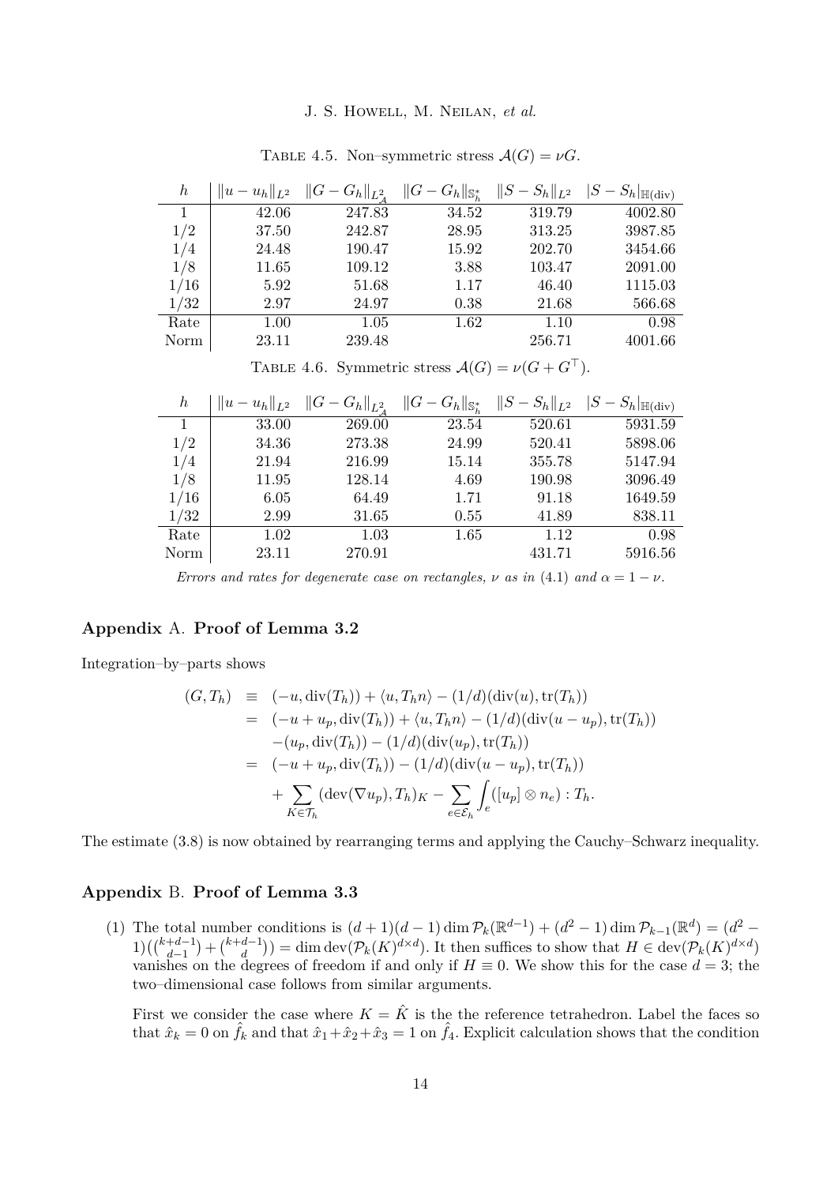Table 4.5. Non–symmetric stress $\mathcal{A}(G) = \nu G$.

| $h$ | $\|u-u_h\|_{L^2}$ | $\|G-G_h\|_{L^2_{\mathcal{A}}}$ | $\|G-G_h\|_{\mathbb{S}_h^*}$ | $\|S-S_h\|_{L^2}$ | $\|S-S_h\|_{\mathbb{H}(\text{div})}$ |
|---|---|---|---|---|---|
| 1 | 42.06 | 247.83 | 34.52 | 319.79 | 4002.80 |
| 1/2 | 37.50 | 242.87 | 28.95 | 313.25 | 3987.85 |
| 1/4 | 24.48 | 190.47 | 15.92 | 202.70 | 3454.66 |
| 1/8 | 11.65 | 109.12 | 3.88 | 103.47 | 2091.00 |
| 1/16 | 5.92 | 51.68 | 1.17 | 46.40 | 1115.03 |
| 1/32 | 2.97 | 24.97 | 0.38 | 21.68 | 566.68 |
| Rate | 1.00 | 1.05 | 1.62 | 1.10 | 0.98 |
| Norm | 23.11 | 239.48 | | 256.71 | 4001.66 |

Table 4.6. Symmetric stress $\mathcal{A}(G) = \nu(G + G^\top)$.

| $h$ | $\|u-u_h\|_{L^2}$ | $\|G-G_h\|_{L^2_{\mathcal{A}}}$ | $\|G-G_h\|_{\mathbb{S}_h^*}$ | $\|S-S_h\|_{L^2}$ | $\|S-S_h\|_{\mathbb{H}(\text{div})}$ |
|---|---|---|---|---|---|
| 1 | 33.00 | 269.00 | 23.54 | 520.61 | 5931.59 |
| 1/2 | 34.36 | 273.38 | 24.99 | 520.41 | 5898.06 |
| 1/4 | 21.94 | 216.99 | 15.14 | 355.78 | 5147.94 |
| 1/8 | 11.95 | 128.14 | 4.69 | 190.98 | 3096.49 |
| 1/16 | 6.05 | 64.49 | 1.71 | 91.18 | 1649.59 |
| 1/32 | 2.99 | 31.65 | 0.55 | 41.89 | 838.11 |
| Rate | 1.02 | 1.03 | 1.65 | 1.12 | 0.98 |
| Norm | 23.11 | 270.91 | | 431.71 | 5916.56 |

*Errors and rates for degenerate case on rectangles, $\nu$ as in* (4.1) *and $\alpha = 1 - \nu$.*

## Appendix A. Proof of Lemma 3.2

Integration–by–parts shows

$$
\begin{aligned}
(G, T_h) &\equiv (-u, \operatorname{div}(T_h)) + \langle u, T_h n\rangle - (1/d)(\operatorname{div}(u), \operatorname{tr}(T_h)) \\
&= (-u + u_p, \operatorname{div}(T_h)) + \langle u, T_h n\rangle - (1/d)(\operatorname{div}(u - u_p), \operatorname{tr}(T_h)) \\
&\quad -(u_p, \operatorname{div}(T_h)) - (1/d)(\operatorname{div}(u_p), \operatorname{tr}(T_h)) \\
&= (-u + u_p, \operatorname{div}(T_h)) - (1/d)(\operatorname{div}(u - u_p), \operatorname{tr}(T_h)) \\
&\quad + \sum_{K \in \mathcal{T}_h} (\operatorname{dev}(\nabla u_p), T_h)_K - \sum_{e \in \mathcal{E}_h} \int_e ([u_p] \otimes n_e) : T_h.
\end{aligned}
$$

The estimate (3.8) is now obtained by rearranging terms and applying the Cauchy–Schwarz inequality.

## Appendix B. Proof of Lemma 3.3

(1) The total number conditions is $(d+1)(d-1)\dim \mathcal{P}_k(\mathbb{R}^{d-1}) + (d^2-1)\dim \mathcal{P}_{k-1}(\mathbb{R}^d) = (d^2 - 1)\left(\binom{k+d-1}{d-1} + \binom{k+d-1}{d}\right) = \dim \operatorname{dev}(\mathcal{P}_k(K)^{d\times d})$. It then suffices to show that $H \in \operatorname{dev}(\mathcal{P}_k(K)^{d\times d})$ vanishes on the degrees of freedom if and only if $H \equiv 0$. We show this for the case $d = 3$; the two–dimensional case follows from similar arguments.

First we consider the case where $K = \hat{K}$ is the the reference tetrahedron. Label the faces so that $\hat{x}_k = 0$ on $\hat{f}_k$ and that $\hat{x}_1 + \hat{x}_2 + \hat{x}_3 = 1$ on $\hat{f}_4$. Explicit calculation shows that the condition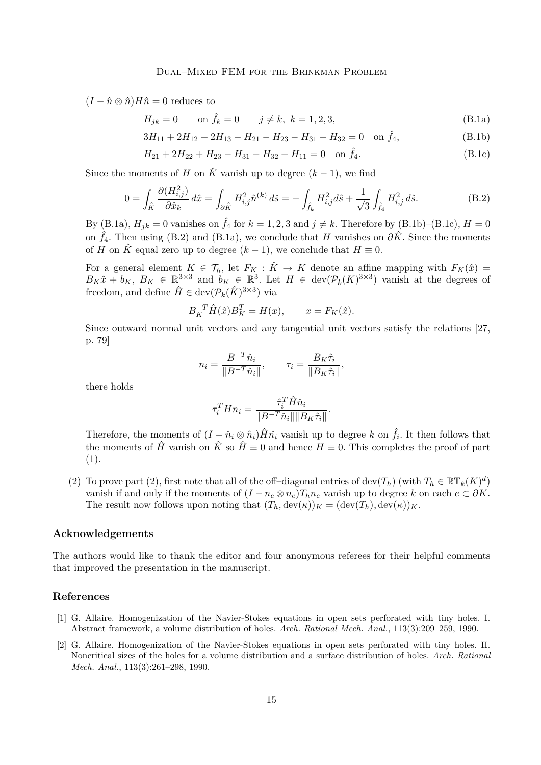$(I - \hat{n} \otimes \hat{n})H\hat{n} = 0$ reduces to

$$H_{jk} = 0 \qquad \text{on } \hat{f}_k = 0 \qquad j \neq k,\ k = 1,2,3, \tag{B.1a}$$

$$3H_{11} + 2H_{12} + 2H_{13} - H_{21} - H_{23} - H_{31} - H_{32} = 0 \quad \text{on } \hat{f}_4, \tag{B.1b}$$

$$H_{21} + 2H_{22} + H_{23} - H_{31} - H_{32} + H_{11} = 0 \quad \text{on } \hat{f}_4. \tag{B.1c}$$

Since the moments of $H$ on $\hat{K}$ vanish up to degree $(k-1)$, we find

$$0 = \int_{\hat{K}} \frac{\partial (H_{i,j}^2)}{\partial \hat{x}_k}\, d\hat{x} = \int_{\partial \hat{K}} H_{i,j}^2 \hat{n}^{(k)}\, d\hat{s} = -\int_{\hat{f}_k} H_{i,j}^2 d\hat{s} + \frac{1}{\sqrt{3}} \int_{\hat{f}_4} H_{i,j}^2\, d\hat{s}. \tag{B.2}$$

By (B.1a), $H_{jk} = 0$ vanishes on $\hat{f}_4$ for $k = 1,2,3$ and $j \neq k$. Therefore by (B.1b)–(B.1c), $H = 0$ on $\hat{f}_4$. Then using (B.2) and (B.1a), we conclude that $H$ vanishes on $\partial\hat{K}$. Since the moments of $H$ on $\hat{K}$ equal zero up to degree $(k-1)$, we conclude that $H \equiv 0$.

For a general element $K \in \mathcal{T}_h$, let $F_K : \hat{K} \to K$ denote an affine mapping with $F_K(\hat{x}) = B_K\hat{x} + b_K$, $B_K \in \mathbb{R}^{3\times 3}$ and $b_K \in \mathbb{R}^3$. Let $H \in \mathrm{dev}(\mathcal{P}_k(K)^{3\times 3})$ vanish at the degrees of freedom, and define $\hat{H} \in \mathrm{dev}(\mathcal{P}_k(\hat{K})^{3\times 3})$ via

$$B_K^{-T}\hat{H}(\hat{x})B_K^T = H(x), \qquad x = F_K(\hat{x}).$$

Since outward normal unit vectors and any tangential unit vectors satisfy the relations [27, p. 79]

$$n_i = \frac{B^{-T}\hat{n}_i}{\|B^{-T}\hat{n}_i\|}, \qquad \tau_i = \frac{B_K\hat{\tau}_i}{\|B_K\hat{\tau}_i\|},$$

there holds

$$\tau_i^T H n_i = \frac{\hat{\tau}_i^T \hat{H}\hat{n}_i}{\|B^{-T}\hat{n}_i\|\|B_K\hat{\tau}_i\|}.$$

Therefore, the moments of $(I - \hat{n}_i \otimes \hat{n}_i)\hat{H}\hat{n}_i$ vanish up to degree $k$ on $\hat{f}_i$. It then follows that the moments of $\hat{H}$ vanish on $\hat{K}$ so $\hat{H} \equiv 0$ and hence $H \equiv 0$. This completes the proof of part (1).

(2) To prove part (2), first note that all of the off–diagonal entries of $\mathrm{dev}(T_h)$ (with $T_h \in \mathbb{RT}_k(K)^d$) vanish if and only if the moments of $(I - n_e \otimes n_e)T_h n_e$ vanish up to degree $k$ on each $e \subset \partial K$. The result now follows upon noting that $(T_h, \mathrm{dev}(\kappa))_K = (\mathrm{dev}(T_h), \mathrm{dev}(\kappa))_K$.

## Acknowledgements

The authors would like to thank the editor and four anonymous referees for their helpful comments that improved the presentation in the manuscript.

## References

[1] G. Allaire. Homogenization of the Navier-Stokes equations in open sets perforated with tiny holes. I. Abstract framework, a volume distribution of holes. *Arch. Rational Mech. Anal.*, 113(3):209–259, 1990.

[2] G. Allaire. Homogenization of the Navier-Stokes equations in open sets perforated with tiny holes. II. Noncritical sizes of the holes for a volume distribution and a surface distribution of holes. *Arch. Rational Mech. Anal.*, 113(3):261–298, 1990.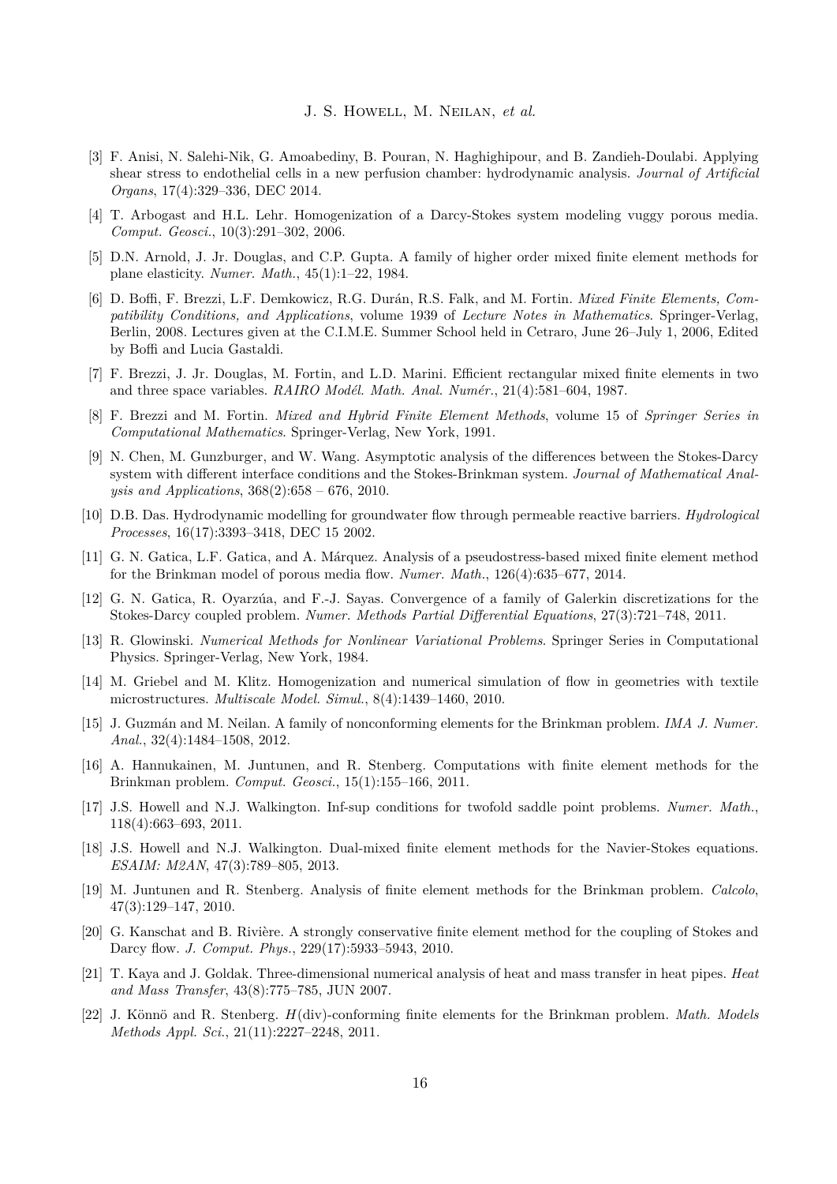[3] F. Anisi, N. Salehi-Nik, G. Amoabediny, B. Pouran, N. Haghighipour, and B. Zandieh-Doulabi. Applying shear stress to endothelial cells in a new perfusion chamber: hydrodynamic analysis. *Journal of Artificial Organs*, 17(4):329–336, DEC 2014.

[4] T. Arbogast and H.L. Lehr. Homogenization of a Darcy-Stokes system modeling vuggy porous media. *Comput. Geosci.*, 10(3):291–302, 2006.

[5] D.N. Arnold, J. Jr. Douglas, and C.P. Gupta. A family of higher order mixed finite element methods for plane elasticity. *Numer. Math.*, 45(1):1–22, 1984.

[6] D. Boffi, F. Brezzi, L.F. Demkowicz, R.G. Durán, R.S. Falk, and M. Fortin. *Mixed Finite Elements, Compatibility Conditions, and Applications*, volume 1939 of *Lecture Notes in Mathematics*. Springer-Verlag, Berlin, 2008. Lectures given at the C.I.M.E. Summer School held in Cetraro, June 26–July 1, 2006, Edited by Boffi and Lucia Gastaldi.

[7] F. Brezzi, J. Jr. Douglas, M. Fortin, and L.D. Marini. Efficient rectangular mixed finite elements in two and three space variables. *RAIRO Modél. Math. Anal. Numér.*, 21(4):581–604, 1987.

[8] F. Brezzi and M. Fortin. *Mixed and Hybrid Finite Element Methods*, volume 15 of *Springer Series in Computational Mathematics*. Springer-Verlag, New York, 1991.

[9] N. Chen, M. Gunzburger, and W. Wang. Asymptotic analysis of the differences between the Stokes-Darcy system with different interface conditions and the Stokes-Brinkman system. *Journal of Mathematical Analysis and Applications*, 368(2):658 – 676, 2010.

[10] D.B. Das. Hydrodynamic modelling for groundwater flow through permeable reactive barriers. *Hydrological Processes*, 16(17):3393–3418, DEC 15 2002.

[11] G. N. Gatica, L.F. Gatica, and A. Márquez. Analysis of a pseudostress-based mixed finite element method for the Brinkman model of porous media flow. *Numer. Math.*, 126(4):635–677, 2014.

[12] G. N. Gatica, R. Oyarzúa, and F.-J. Sayas. Convergence of a family of Galerkin discretizations for the Stokes-Darcy coupled problem. *Numer. Methods Partial Differential Equations*, 27(3):721–748, 2011.

[13] R. Glowinski. *Numerical Methods for Nonlinear Variational Problems*. Springer Series in Computational Physics. Springer-Verlag, New York, 1984.

[14] M. Griebel and M. Klitz. Homogenization and numerical simulation of flow in geometries with textile microstructures. *Multiscale Model. Simul.*, 8(4):1439–1460, 2010.

[15] J. Guzmán and M. Neilan. A family of nonconforming elements for the Brinkman problem. *IMA J. Numer. Anal.*, 32(4):1484–1508, 2012.

[16] A. Hannukainen, M. Juntunen, and R. Stenberg. Computations with finite element methods for the Brinkman problem. *Comput. Geosci.*, 15(1):155–166, 2011.

[17] J.S. Howell and N.J. Walkington. Inf-sup conditions for twofold saddle point problems. *Numer. Math.*, 118(4):663–693, 2011.

[18] J.S. Howell and N.J. Walkington. Dual-mixed finite element methods for the Navier-Stokes equations. *ESAIM: M2AN*, 47(3):789–805, 2013.

[19] M. Juntunen and R. Stenberg. Analysis of finite element methods for the Brinkman problem. *Calcolo*, 47(3):129–147, 2010.

[20] G. Kanschat and B. Rivière. A strongly conservative finite element method for the coupling of Stokes and Darcy flow. *J. Comput. Phys.*, 229(17):5933–5943, 2010.

[21] T. Kaya and J. Goldak. Three-dimensional numerical analysis of heat and mass transfer in heat pipes. *Heat and Mass Transfer*, 43(8):775–785, JUN 2007.

[22] J. Könnö and R. Stenberg. $H(\mathrm{div})$-conforming finite elements for the Brinkman problem. *Math. Models Methods Appl. Sci.*, 21(11):2227–2248, 2011.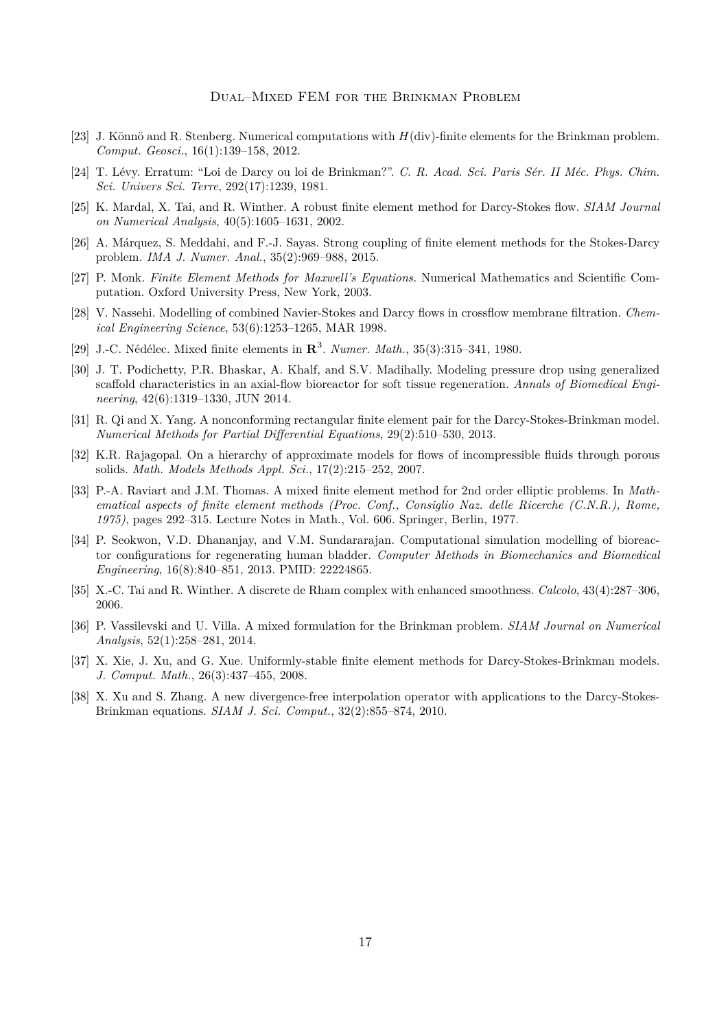[23] J. Könnö and R. Stenberg. Numerical computations with $H(\mathrm{div})$-finite elements for the Brinkman problem. *Comput. Geosci.*, 16(1):139–158, 2012.

[24] T. Lévy. Erratum: "Loi de Darcy ou loi de Brinkman?". *C. R. Acad. Sci. Paris Sér. II Méc. Phys. Chim. Sci. Univers Sci. Terre*, 292(17):1239, 1981.

[25] K. Mardal, X. Tai, and R. Winther. A robust finite element method for Darcy-Stokes flow. *SIAM Journal on Numerical Analysis*, 40(5):1605–1631, 2002.

[26] A. Márquez, S. Meddahi, and F.-J. Sayas. Strong coupling of finite element methods for the Stokes-Darcy problem. *IMA J. Numer. Anal.*, 35(2):969–988, 2015.

[27] P. Monk. *Finite Element Methods for Maxwell's Equations*. Numerical Mathematics and Scientific Computation. Oxford University Press, New York, 2003.

[28] V. Nassehi. Modelling of combined Navier-Stokes and Darcy flows in crossflow membrane filtration. *Chemical Engineering Science*, 53(6):1253–1265, MAR 1998.

[29] J.-C. Nédélec. Mixed finite elements in $\mathbf{R}^3$. *Numer. Math.*, 35(3):315–341, 1980.

[30] J. T. Podichetty, P.R. Bhaskar, A. Khalf, and S.V. Madihally. Modeling pressure drop using generalized scaffold characteristics in an axial-flow bioreactor for soft tissue regeneration. *Annals of Biomedical Engineering*, 42(6):1319–1330, JUN 2014.

[31] R. Qi and X. Yang. A nonconforming rectangular finite element pair for the Darcy-Stokes-Brinkman model. *Numerical Methods for Partial Differential Equations*, 29(2):510–530, 2013.

[32] K.R. Rajagopal. On a hierarchy of approximate models for flows of incompressible fluids through porous solids. *Math. Models Methods Appl. Sci.*, 17(2):215–252, 2007.

[33] P.-A. Raviart and J.M. Thomas. A mixed finite element method for 2nd order elliptic problems. In *Mathematical aspects of finite element methods (Proc. Conf., Consiglio Naz. delle Ricerche (C.N.R.), Rome, 1975)*, pages 292–315. Lecture Notes in Math., Vol. 606. Springer, Berlin, 1977.

[34] P. Seokwon, V.D. Dhananjay, and V.M. Sundararajan. Computational simulation modelling of bioreactor configurations for regenerating human bladder. *Computer Methods in Biomechanics and Biomedical Engineering*, 16(8):840–851, 2013. PMID: 22224865.

[35] X.-C. Tai and R. Winther. A discrete de Rham complex with enhanced smoothness. *Calcolo*, 43(4):287–306, 2006.

[36] P. Vassilevski and U. Villa. A mixed formulation for the Brinkman problem. *SIAM Journal on Numerical Analysis*, 52(1):258–281, 2014.

[37] X. Xie, J. Xu, and G. Xue. Uniformly-stable finite element methods for Darcy-Stokes-Brinkman models. *J. Comput. Math.*, 26(3):437–455, 2008.

[38] X. Xu and S. Zhang. A new divergence-free interpolation operator with applications to the Darcy-Stokes-Brinkman equations. *SIAM J. Sci. Comput.*, 32(2):855–874, 2010.